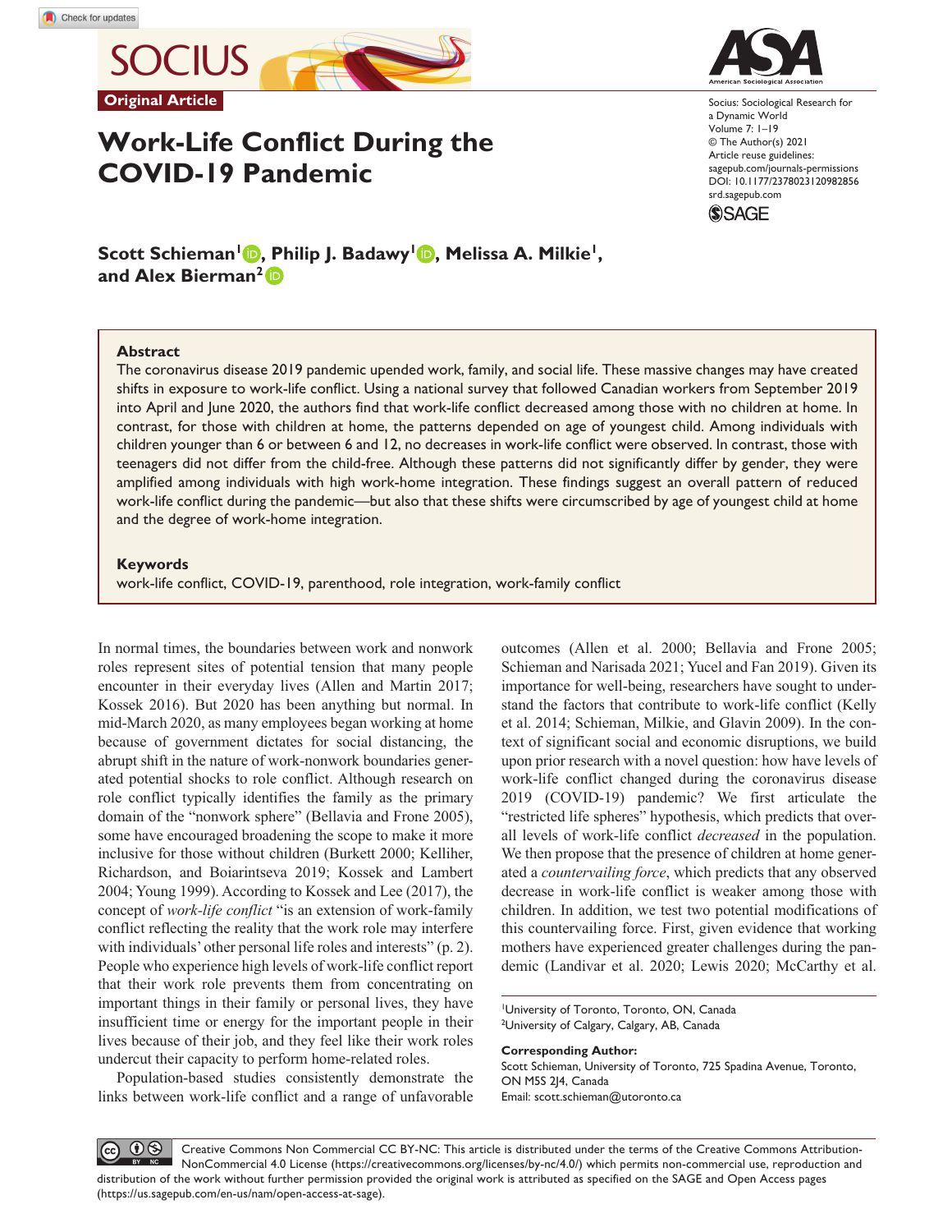Original Article

# Work-Life Conflict During the COVID-19 Pandemic

Socius: Sociological Research for a Dynamic World
Volume 7: 1–19
© The Author(s) 2021
Article reuse guidelines: sagepub.com/journals-permissions
DOI: 10.1177/2378023120982856
srd.sagepub.com

**Scott Schieman[1], Philip J. Badawy[1], Melissa A. Milkie[1], and Alex Bierman[2]**

## Abstract

The coronavirus disease 2019 pandemic upended work, family, and social life. These massive changes may have created shifts in exposure to work-life conflict. Using a national survey that followed Canadian workers from September 2019 into April and June 2020, the authors find that work-life conflict decreased among those with no children at home. In contrast, for those with children at home, the patterns depended on age of youngest child. Among individuals with children younger than 6 or between 6 and 12, no decreases in work-life conflict were observed. In contrast, those with teenagers did not differ from the child-free. Although these patterns did not significantly differ by gender, they were amplified among individuals with high work-home integration. These findings suggest an overall pattern of reduced work-life conflict during the pandemic—but also that these shifts were circumscribed by age of youngest child at home and the degree of work-home integration.

### Keywords

work-life conflict, COVID-19, parenthood, role integration, work-family conflict

In normal times, the boundaries between work and nonwork roles represent sites of potential tension that many people encounter in their everyday lives (Allen and Martin 2017; Kossek 2016). But 2020 has been anything but normal. In mid-March 2020, as many employees began working at home because of government dictates for social distancing, the abrupt shift in the nature of work-nonwork boundaries generated potential shocks to role conflict. Although research on role conflict typically identifies the family as the primary domain of the "nonwork sphere" (Bellavia and Frone 2005), some have encouraged broadening the scope to make it more inclusive for those without children (Burkett 2000; Kelliher, Richardson, and Boiarintseva 2019; Kossek and Lambert 2004; Young 1999). According to Kossek and Lee (2017), the concept of *work-life conflict* "is an extension of work-family conflict reflecting the reality that the work role may interfere with individuals' other personal life roles and interests" (p. 2). People who experience high levels of work-life conflict report that their work role prevents them from concentrating on important things in their family or personal lives, they have insufficient time or energy for the important people in their lives because of their job, and they feel like their work roles undercut their capacity to perform home-related roles.

Population-based studies consistently demonstrate the links between work-life conflict and a range of unfavorable outcomes (Allen et al. 2000; Bellavia and Frone 2005; Schieman and Narisada 2021; Yucel and Fan 2019). Given its importance for well-being, researchers have sought to understand the factors that contribute to work-life conflict (Kelly et al. 2014; Schieman, Milkie, and Glavin 2009). In the context of significant social and economic disruptions, we build upon prior research with a novel question: how have levels of work-life conflict changed during the coronavirus disease 2019 (COVID-19) pandemic? We first articulate the "restricted life spheres" hypothesis, which predicts that overall levels of work-life conflict *decreased* in the population. We then propose that the presence of children at home generated a *countervailing force*, which predicts that any observed decrease in work-life conflict is weaker among those with children. In addition, we test two potential modifications of this countervailing force. First, given evidence that working mothers have experienced greater challenges during the pandemic (Landivar et al. 2020; Lewis 2020; McCarthy et al.

[1]University of Toronto, Toronto, ON, Canada
[2]University of Calgary, Calgary, AB, Canada

**Corresponding Author:**
Scott Schieman, University of Toronto, 725 Spadina Avenue, Toronto, ON M5S 2J4, Canada
Email: scott.schieman@utoronto.ca

Creative Commons Non Commercial CC BY-NC: This article is distributed under the terms of the Creative Commons Attribution-NonCommercial 4.0 License (https://creativecommons.org/licenses/by-nc/4.0/) which permits non-commercial use, reproduction and distribution of the work without further permission provided the original work is attributed as specified on the SAGE and Open Access pages (https://us.sagepub.com/en-us/nam/open-access-at-sage).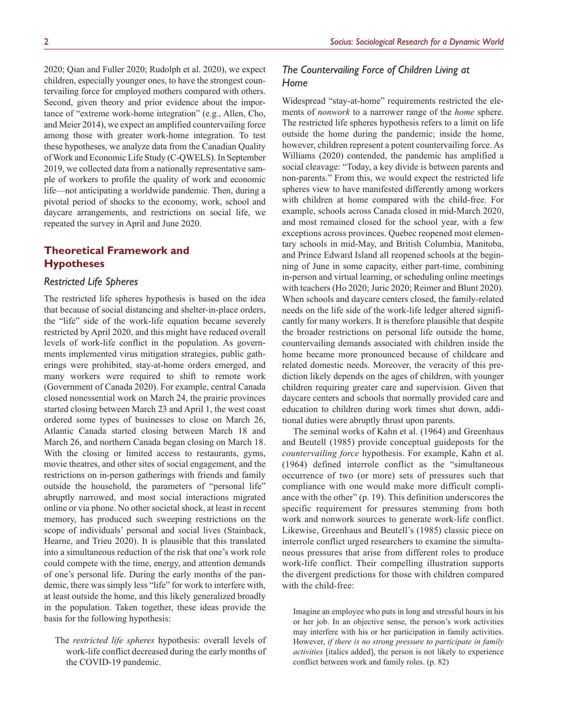2020; Qian and Fuller 2020; Rudolph et al. 2020), we expect children, especially younger ones, to have the strongest countervailing force for employed mothers compared with others. Second, given theory and prior evidence about the importance of "extreme work-home integration" (e.g., Allen, Cho, and Meier 2014), we expect an amplified countervailing force among those with greater work-home integration. To test these hypotheses, we analyze data from the Canadian Quality of Work and Economic Life Study (C-QWELS). In September 2019, we collected data from a nationally representative sample of workers to profile the quality of work and economic life—not anticipating a worldwide pandemic. Then, during a pivotal period of shocks to the economy, work, school and daycare arrangements, and restrictions on social life, we repeated the survey in April and June 2020.

## Theoretical Framework and Hypotheses

### Restricted Life Spheres

The restricted life spheres hypothesis is based on the idea that because of social distancing and shelter-in-place orders, the "life" side of the work-life equation became severely restricted by April 2020, and this might have reduced overall levels of work-life conflict in the population. As governments implemented virus mitigation strategies, public gatherings were prohibited, stay-at-home orders emerged, and many workers were required to shift to remote work (Government of Canada 2020). For example, central Canada closed nonessential work on March 24, the prairie provinces started closing between March 23 and April 1, the west coast ordered some types of businesses to close on March 26, Atlantic Canada started closing between March 18 and March 26, and northern Canada began closing on March 18. With the closing or limited access to restaurants, gyms, movie theatres, and other sites of social engagement, and the restrictions on in-person gatherings with friends and family outside the household, the parameters of "personal life" abruptly narrowed, and most social interactions migrated online or via phone. No other societal shock, at least in recent memory, has produced such sweeping restrictions on the scope of individuals' personal and social lives (Stainback, Hearne, and Trieu 2020). It is plausible that this translated into a simultaneous reduction of the risk that one's work role could compete with the time, energy, and attention demands of one's personal life. During the early months of the pandemic, there was simply less "life" for work to interfere with, at least outside the home, and this likely generalized broadly in the population. Taken together, these ideas provide the basis for the following hypothesis:

> The *restricted life spheres* hypothesis: overall levels of work-life conflict decreased during the early months of the COVID-19 pandemic.

### The Countervailing Force of Children Living at Home

Widespread "stay-at-home" requirements restricted the elements of *nonwork* to a narrower range of the *home* sphere. The restricted life spheres hypothesis refers to a limit on life outside the home during the pandemic; inside the home, however, children represent a potent countervailing force. As Williams (2020) contended, the pandemic has amplified a social cleavage: "Today, a key divide is between parents and non-parents." From this, we would expect the restricted life spheres view to have manifested differently among workers with children at home compared with the child-free. For example, schools across Canada closed in mid-March 2020, and most remained closed for the school year, with a few exceptions across provinces. Quebec reopened most elementary schools in mid-May, and British Columbia, Manitoba, and Prince Edward Island all reopened schools at the beginning of June in some capacity, either part-time, combining in-person and virtual learning, or scheduling online meetings with teachers (Ho 2020; Juric 2020; Reimer and Blunt 2020). When schools and daycare centers closed, the family-related needs on the life side of the work-life ledger altered significantly for many workers. It is therefore plausible that despite the broader restrictions on personal life outside the home, countervailing demands associated with children inside the home became more pronounced because of childcare and related domestic needs. Moreover, the veracity of this prediction likely depends on the ages of children, with younger children requiring greater care and supervision. Given that daycare centers and schools that normally provided care and education to children during work times shut down, additional duties were abruptly thrust upon parents.

The seminal works of Kahn et al. (1964) and Greenhaus and Beutell (1985) provide conceptual guideposts for the *countervailing force* hypothesis. For example, Kahn et al. (1964) defined interrole conflict as the "simultaneous occurrence of two (or more) sets of pressures such that compliance with one would make more difficult compliance with the other" (p. 19). This definition underscores the specific requirement for pressures stemming from both work and nonwork sources to generate work-life conflict. Likewise, Greenhaus and Beutell's (1985) classic piece on interrole conflict urged researchers to examine the simultaneous pressures that arise from different roles to produce work-life conflict. Their compelling illustration supports the divergent predictions for those with children compared with the child-free:

> Imagine an employee who puts in long and stressful hours in his or her job. In an objective sense, the person's work activities may interfere with his or her participation in family activities. However, *if there is no strong pressure to participate in family activities* [italics added], the person is not likely to experience conflict between work and family roles. (p. 82)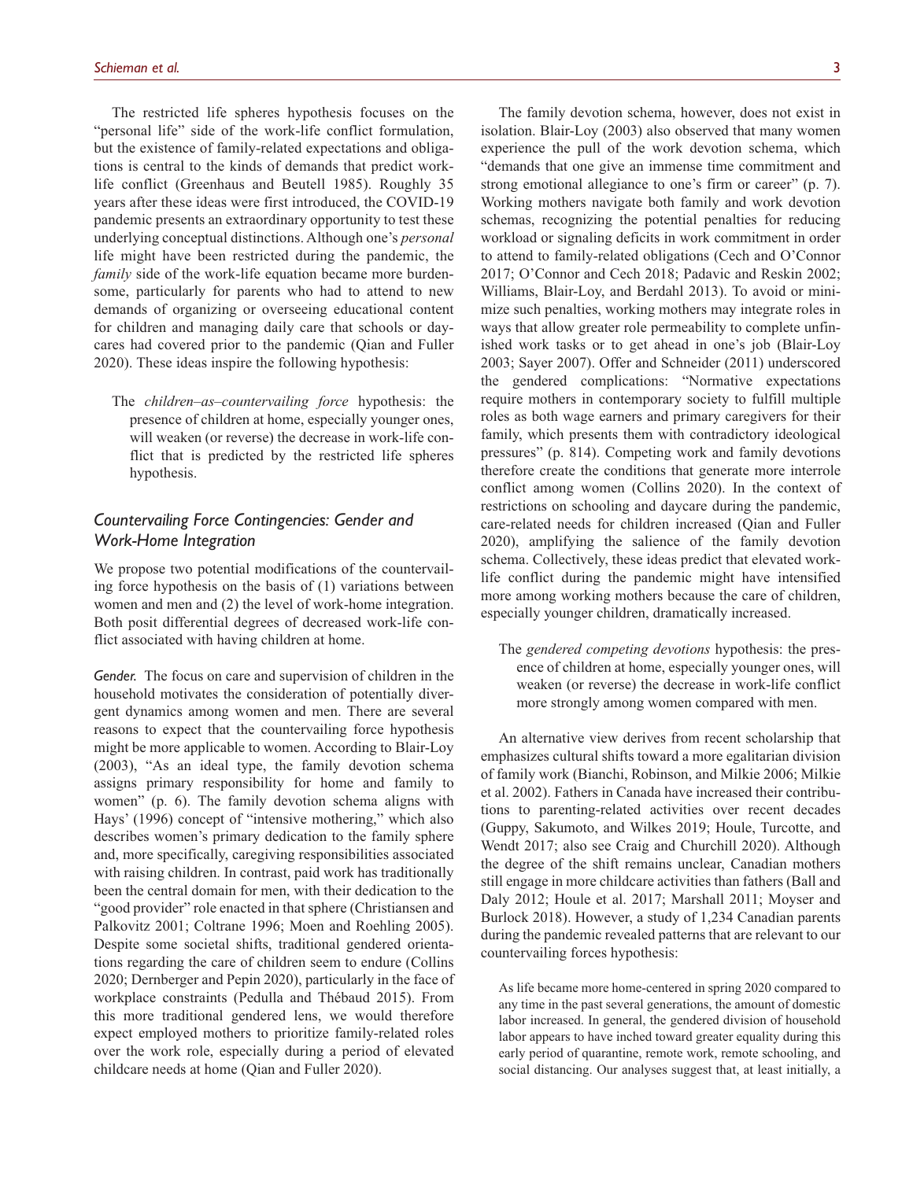The restricted life spheres hypothesis focuses on the "personal life" side of the work-life conflict formulation, but the existence of family-related expectations and obligations is central to the kinds of demands that predict work-life conflict (Greenhaus and Beutell 1985). Roughly 35 years after these ideas were first introduced, the COVID-19 pandemic presents an extraordinary opportunity to test these underlying conceptual distinctions. Although one's *personal* life might have been restricted during the pandemic, the *family* side of the work-life equation became more burdensome, particularly for parents who had to attend to new demands of organizing or overseeing educational content for children and managing daily care that schools or daycares had covered prior to the pandemic (Qian and Fuller 2020). These ideas inspire the following hypothesis:

> The *children–as–countervailing force* hypothesis: the presence of children at home, especially younger ones, will weaken (or reverse) the decrease in work-life conflict that is predicted by the restricted life spheres hypothesis.

## *Countervailing Force Contingencies: Gender and Work-Home Integration*

We propose two potential modifications of the countervailing force hypothesis on the basis of (1) variations between women and men and (2) the level of work-home integration. Both posit differential degrees of decreased work-life conflict associated with having children at home.

*Gender.* The focus on care and supervision of children in the household motivates the consideration of potentially divergent dynamics among women and men. There are several reasons to expect that the countervailing force hypothesis might be more applicable to women. According to Blair-Loy (2003), "As an ideal type, the family devotion schema assigns primary responsibility for home and family to women" (p. 6). The family devotion schema aligns with Hays' (1996) concept of "intensive mothering," which also describes women's primary dedication to the family sphere and, more specifically, caregiving responsibilities associated with raising children. In contrast, paid work has traditionally been the central domain for men, with their dedication to the "good provider" role enacted in that sphere (Christiansen and Palkovitz 2001; Coltrane 1996; Moen and Roehling 2005). Despite some societal shifts, traditional gendered orientations regarding the care of children seem to endure (Collins 2020; Dernberger and Pepin 2020), particularly in the face of workplace constraints (Pedulla and Thébaud 2015). From this more traditional gendered lens, we would therefore expect employed mothers to prioritize family-related roles over the work role, especially during a period of elevated childcare needs at home (Qian and Fuller 2020).

The family devotion schema, however, does not exist in isolation. Blair-Loy (2003) also observed that many women experience the pull of the work devotion schema, which "demands that one give an immense time commitment and strong emotional allegiance to one's firm or career" (p. 7). Working mothers navigate both family and work devotion schemas, recognizing the potential penalties for reducing workload or signaling deficits in work commitment in order to attend to family-related obligations (Cech and O'Connor 2017; O'Connor and Cech 2018; Padavic and Reskin 2002; Williams, Blair-Loy, and Berdahl 2013). To avoid or minimize such penalties, working mothers may integrate roles in ways that allow greater role permeability to complete unfinished work tasks or to get ahead in one's job (Blair-Loy 2003; Sayer 2007). Offer and Schneider (2011) underscored the gendered complications: "Normative expectations require mothers in contemporary society to fulfill multiple roles as both wage earners and primary caregivers for their family, which presents them with contradictory ideological pressures" (p. 814). Competing work and family devotions therefore create the conditions that generate more interrole conflict among women (Collins 2020). In the context of restrictions on schooling and daycare during the pandemic, care-related needs for children increased (Qian and Fuller 2020), amplifying the salience of the family devotion schema. Collectively, these ideas predict that elevated work-life conflict during the pandemic might have intensified more among working mothers because the care of children, especially younger children, dramatically increased.

> The *gendered competing devotions* hypothesis: the presence of children at home, especially younger ones, will weaken (or reverse) the decrease in work-life conflict more strongly among women compared with men.

An alternative view derives from recent scholarship that emphasizes cultural shifts toward a more egalitarian division of family work (Bianchi, Robinson, and Milkie 2006; Milkie et al. 2002). Fathers in Canada have increased their contributions to parenting-related activities over recent decades (Guppy, Sakumoto, and Wilkes 2019; Houle, Turcotte, and Wendt 2017; also see Craig and Churchill 2020). Although the degree of the shift remains unclear, Canadian mothers still engage in more childcare activities than fathers (Ball and Daly 2012; Houle et al. 2017; Marshall 2011; Moyser and Burlock 2018). However, a study of 1,234 Canadian parents during the pandemic revealed patterns that are relevant to our countervailing forces hypothesis:

> As life became more home-centered in spring 2020 compared to any time in the past several generations, the amount of domestic labor increased. In general, the gendered division of household labor appears to have inched toward greater equality during this early period of quarantine, remote work, remote schooling, and social distancing. Our analyses suggest that, at least initially, a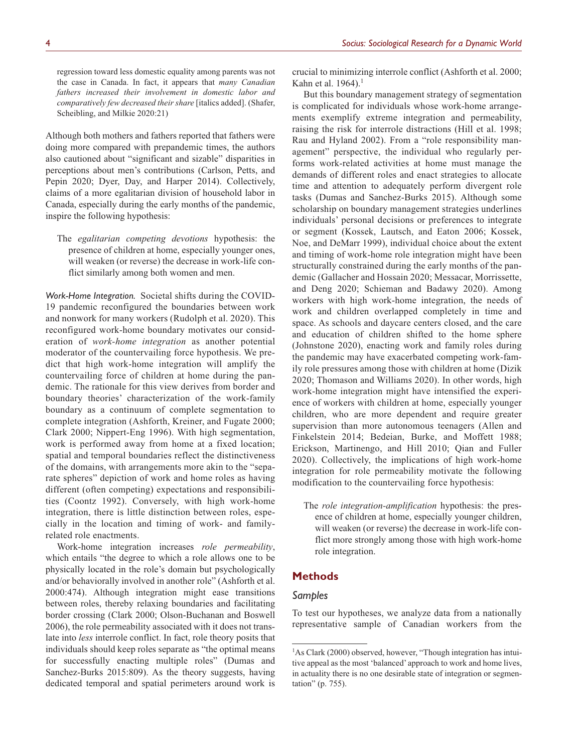regression toward less domestic equality among parents was not the case in Canada. In fact, it appears that *many Canadian fathers increased their involvement in domestic labor and comparatively few decreased their share* [italics added]. (Shafer, Scheibling, and Milkie 2020:21)

Although both mothers and fathers reported that fathers were doing more compared with prepandemic times, the authors also cautioned about "significant and sizable" disparities in perceptions about men's contributions (Carlson, Petts, and Pepin 2020; Dyer, Day, and Harper 2014). Collectively, claims of a more egalitarian division of household labor in Canada, especially during the early months of the pandemic, inspire the following hypothesis:

> The *egalitarian competing devotions* hypothesis: the presence of children at home, especially younger ones, will weaken (or reverse) the decrease in work-life conflict similarly among both women and men.

*Work-Home Integration.* Societal shifts during the COVID-19 pandemic reconfigured the boundaries between work and nonwork for many workers (Rudolph et al. 2020). This reconfigured work-home boundary motivates our consideration of *work-home integration* as another potential moderator of the countervailing force hypothesis. We predict that high work-home integration will amplify the countervailing force of children at home during the pandemic. The rationale for this view derives from border and boundary theories' characterization of the work-family boundary as a continuum of complete segmentation to complete integration (Ashforth, Kreiner, and Fugate 2000; Clark 2000; Nippert-Eng 1996). With high segmentation, work is performed away from home at a fixed location; spatial and temporal boundaries reflect the distinctiveness of the domains, with arrangements more akin to the "separate spheres" depiction of work and home roles as having different (often competing) expectations and responsibilities (Coontz 1992). Conversely, with high work-home integration, there is little distinction between roles, especially in the location and timing of work- and family-related role enactments.

Work-home integration increases *role permeability*, which entails "the degree to which a role allows one to be physically located in the role's domain but psychologically and/or behaviorally involved in another role" (Ashforth et al. 2000:474). Although integration might ease transitions between roles, thereby relaxing boundaries and facilitating border crossing (Clark 2000; Olson-Buchanan and Boswell 2006), the role permeability associated with it does not translate into *less* interrole conflict. In fact, role theory posits that individuals should keep roles separate as "the optimal means for successfully enacting multiple roles" (Dumas and Sanchez-Burks 2015:809). As the theory suggests, having dedicated temporal and spatial perimeters around work is crucial to minimizing interrole conflict (Ashforth et al. 2000; Kahn et al. 1964).[1]

But this boundary management strategy of segmentation is complicated for individuals whose work-home arrangements exemplify extreme integration and permeability, raising the risk for interrole distractions (Hill et al. 1998; Rau and Hyland 2002). From a "role responsibility management" perspective, the individual who regularly performs work-related activities at home must manage the demands of different roles and enact strategies to allocate time and attention to adequately perform divergent role tasks (Dumas and Sanchez-Burks 2015). Although some scholarship on boundary management strategies underlines individuals' personal decisions or preferences to integrate or segment (Kossek, Lautsch, and Eaton 2006; Kossek, Noe, and DeMarr 1999), individual choice about the extent and timing of work-home role integration might have been structurally constrained during the early months of the pandemic (Gallacher and Hossain 2020; Messacar, Morrissette, and Deng 2020; Schieman and Badawy 2020). Among workers with high work-home integration, the needs of work and children overlapped completely in time and space. As schools and daycare centers closed, and the care and education of children shifted to the home sphere (Johnstone 2020), enacting work and family roles during the pandemic may have exacerbated competing work-family role pressures among those with children at home (Dizik 2020; Thomason and Williams 2020). In other words, high work-home integration might have intensified the experience of workers with children at home, especially younger children, who are more dependent and require greater supervision than more autonomous teenagers (Allen and Finkelstein 2014; Bedeian, Burke, and Moffett 1988; Erickson, Martinengo, and Hill 2010; Qian and Fuller 2020). Collectively, the implications of high work-home integration for role permeability motivate the following modification to the countervailing force hypothesis:

> The *role integration-amplification* hypothesis: the presence of children at home, especially younger children, will weaken (or reverse) the decrease in work-life conflict more strongly among those with high work-home role integration.

## Methods

### Samples

To test our hypotheses, we analyze data from a nationally representative sample of Canadian workers from the

[1]As Clark (2000) observed, however, "Though integration has intuitive appeal as the most 'balanced' approach to work and home lives, in actuality there is no one desirable state of integration or segmentation" (p. 755).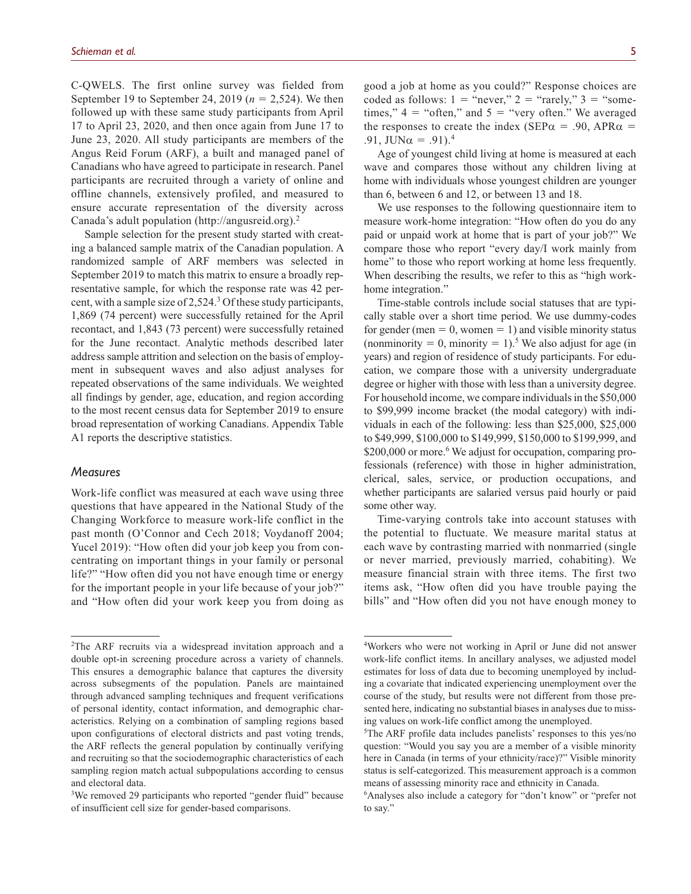C-QWELS. The first online survey was fielded from September 19 to September 24, 2019 ($n = 2{,}524$). We then followed up with these same study participants from April 17 to April 23, 2020, and then once again from June 17 to June 23, 2020. All study participants are members of the Angus Reid Forum (ARF), a built and managed panel of Canadians who have agreed to participate in research. Panel participants are recruited through a variety of online and offline channels, extensively profiled, and measured to ensure accurate representation of the diversity across Canada's adult population (http://angusreid.org).[2]

Sample selection for the present study started with creating a balanced sample matrix of the Canadian population. A randomized sample of ARF members was selected in September 2019 to match this matrix to ensure a broadly representative sample, for which the response rate was 42 percent, with a sample size of 2,524.[3] Of these study participants, 1,869 (74 percent) were successfully retained for the April recontact, and 1,843 (73 percent) were successfully retained for the June recontact. Analytic methods described later address sample attrition and selection on the basis of employment in subsequent waves and also adjust analyses for repeated observations of the same individuals. We weighted all findings by gender, age, education, and region according to the most recent census data for September 2019 to ensure broad representation of working Canadians. Appendix Table A1 reports the descriptive statistics.

### *Measures*

Work-life conflict was measured at each wave using three questions that have appeared in the National Study of the Changing Workforce to measure work-life conflict in the past month (O'Connor and Cech 2018; Voydanoff 2004; Yucel 2019): "How often did your job keep you from concentrating on important things in your family or personal life?" "How often did you not have enough time or energy for the important people in your life because of your job?" and "How often did your work keep you from doing as good a job at home as you could?" Response choices are coded as follows: 1 = "never," 2 = "rarely," 3 = "sometimes," 4 = "often," and 5 = "very often." We averaged the responses to create the index (SEP$\alpha$ = .90, APR$\alpha$ = .91, JUN$\alpha$ = .91).[4]

Age of youngest child living at home is measured at each wave and compares those without any children living at home with individuals whose youngest children are younger than 6, between 6 and 12, or between 13 and 18.

We use responses to the following questionnaire item to measure work-home integration: "How often do you do any paid or unpaid work at home that is part of your job?" We compare those who report "every day/I work mainly from home" to those who report working at home less frequently. When describing the results, we refer to this as "high work-home integration."

Time-stable controls include social statuses that are typically stable over a short time period. We use dummy-codes for gender (men = 0, women = 1) and visible minority status (nonminority = 0, minority = 1).[5] We also adjust for age (in years) and region of residence of study participants. For education, we compare those with a university undergraduate degree or higher with those with less than a university degree. For household income, we compare individuals in the \$50,000 to \$99,999 income bracket (the modal category) with individuals in each of the following: less than \$25,000, \$25,000 to \$49,999, \$100,000 to \$149,999, \$150,000 to \$199,999, and \$200,000 or more.[6] We adjust for occupation, comparing professionals (reference) with those in higher administration, clerical, sales, service, or production occupations, and whether participants are salaried versus paid hourly or paid some other way.

Time-varying controls take into account statuses with the potential to fluctuate. We measure marital status at each wave by contrasting married with nonmarried (single or never married, previously married, cohabiting). We measure financial strain with three items. The first two items ask, "How often did you have trouble paying the bills" and "How often did you not have enough money to

---

[2]The ARF recruits via a widespread invitation approach and a double opt-in screening procedure across a variety of channels. This ensures a demographic balance that captures the diversity across subsegments of the population. Panels are maintained through advanced sampling techniques and frequent verifications of personal identity, contact information, and demographic characteristics. Relying on a combination of sampling regions based upon configurations of electoral districts and past voting trends, the ARF reflects the general population by continually verifying and recruiting so that the sociodemographic characteristics of each sampling region match actual subpopulations according to census and electoral data.

[3]We removed 29 participants who reported "gender fluid" because of insufficient cell size for gender-based comparisons.

[4]Workers who were not working in April or June did not answer work-life conflict items. In ancillary analyses, we adjusted model estimates for loss of data due to becoming unemployed by including a covariate that indicated experiencing unemployment over the course of the study, but results were not different from those presented here, indicating no substantial biases in analyses due to missing values on work-life conflict among the unemployed.

[5]The ARF profile data includes panelists' responses to this yes/no question: "Would you say you are a member of a visible minority here in Canada (in terms of your ethnicity/race)?" Visible minority status is self-categorized. This measurement approach is a common means of assessing minority race and ethnicity in Canada.

[6]Analyses also include a category for "don't know" or "prefer not to say."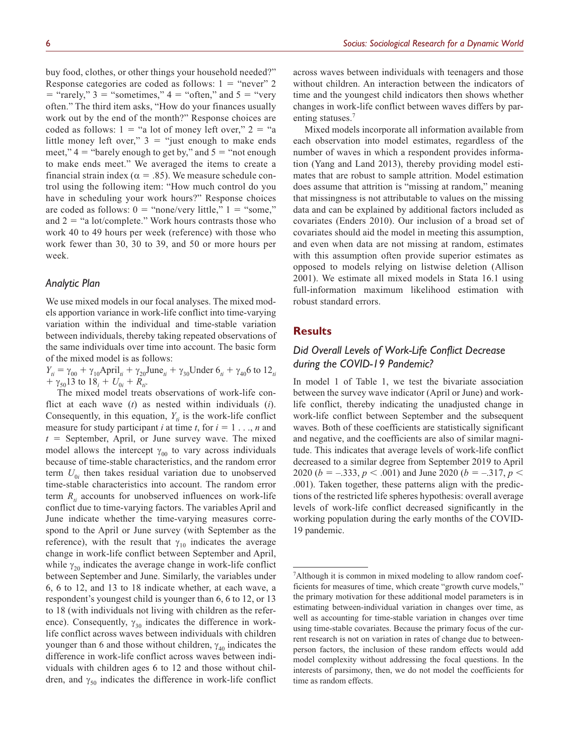buy food, clothes, or other things your household needed?" Response categories are coded as follows: 1 = "never" 2 = "rarely," 3 = "sometimes," 4 = "often," and 5 = "very often." The third item asks, "How do your finances usually work out by the end of the month?" Response choices are coded as follows: 1 = "a lot of money left over," 2 = "a little money left over," 3 = "just enough to make ends meet," 4 = "barely enough to get by," and 5 = "not enough to make ends meet." We averaged the items to create a financial strain index ($\alpha = .85$). We measure schedule control using the following item: "How much control do you have in scheduling your work hours?" Response choices are coded as follows: 0 = "none/very little," 1 = "some," and 2 = "a lot/complete." Work hours contrasts those who work 40 to 49 hours per week (reference) with those who work fewer than 30, 30 to 39, and 50 or more hours per week.

### Analytic Plan

We use mixed models in our focal analyses. The mixed models apportion variance in work-life conflict into time-varying variation within the individual and time-stable variation between individuals, thereby taking repeated observations of the same individuals over time into account. The basic form of the mixed model is as follows:

$$Y_{ti} = \gamma_{00} + \gamma_{10}\text{April}_{ti} + \gamma_{20}\text{June}_{ti} + \gamma_{30}\text{Under } 6_{ti} + \gamma_{40}6 \text{ to } 12_{ti} + \gamma_{50}13 \text{ to } 18_{i} + U_{0i} + R_{ti}.$$

The mixed model treats observations of work-life conflict at each wave ($t$) as nested within individuals ($i$). Consequently, in this equation, $Y_{ti}$ is the work-life conflict measure for study participant $i$ at time $t$, for $i = 1 \ldots, n$ and $t$ = September, April, or June survey wave. The mixed model allows the intercept $\gamma_{00}$ to vary across individuals because of time-stable characteristics, and the random error term $U_{0i}$ then takes residual variation due to unobserved time-stable characteristics into account. The random error term $R_{ti}$ accounts for unobserved influences on work-life conflict due to time-varying factors. The variables April and June indicate whether the time-varying measures correspond to the April or June survey (with September as the reference), with the result that $\gamma_{10}$ indicates the average change in work-life conflict between September and April, while $\gamma_{20}$ indicates the average change in work-life conflict between September and June. Similarly, the variables under 6, 6 to 12, and 13 to 18 indicate whether, at each wave, a respondent's youngest child is younger than 6, 6 to 12, or 13 to 18 (with individuals not living with children as the reference). Consequently, $\gamma_{30}$ indicates the difference in work-life conflict across waves between individuals with children younger than 6 and those without children, $\gamma_{40}$ indicates the difference in work-life conflict across waves between individuals with children ages 6 to 12 and those without children, and $\gamma_{50}$ indicates the difference in work-life conflict across waves between individuals with teenagers and those without children. An interaction between the indicators of time and the youngest child indicators then shows whether changes in work-life conflict between waves differs by parenting statuses.[7]

Mixed models incorporate all information available from each observation into model estimates, regardless of the number of waves in which a respondent provides information (Yang and Land 2013), thereby providing model estimates that are robust to sample attrition. Model estimation does assume that attrition is "missing at random," meaning that missingness is not attributable to values on the missing data and can be explained by additional factors included as covariates (Enders 2010). Our inclusion of a broad set of covariates should aid the model in meeting this assumption, and even when data are not missing at random, estimates with this assumption often provide superior estimates as opposed to models relying on listwise deletion (Allison 2001). We estimate all mixed models in Stata 16.1 using full-information maximum likelihood estimation with robust standard errors.

## Results

### Did Overall Levels of Work-Life Conflict Decrease during the COVID-19 Pandemic?

In model 1 of Table 1, we test the bivariate association between the survey wave indicator (April or June) and work-life conflict, thereby indicating the unadjusted change in work-life conflict between September and the subsequent waves. Both of these coefficients are statistically significant and negative, and the coefficients are also of similar magnitude. This indicates that average levels of work-life conflict decreased to a similar degree from September 2019 to April 2020 ($b = -.333$, $p < .001$) and June 2020 ($b = -.317$, $p < .001$). Taken together, these patterns align with the predictions of the restricted life spheres hypothesis: overall average levels of work-life conflict decreased significantly in the working population during the early months of the COVID-19 pandemic.

---

[7]Although it is common in mixed modeling to allow random coefficients for measures of time, which create "growth curve models," the primary motivation for these additional model parameters is in estimating between-individual variation in changes over time, as well as accounting for time-stable variation in changes over time using time-stable covariates. Because the primary focus of the current research is not on variation in rates of change due to between-person factors, the inclusion of these random effects would add model complexity without addressing the focal questions. In the interests of parsimony, then, we do not model the coefficients for time as random effects.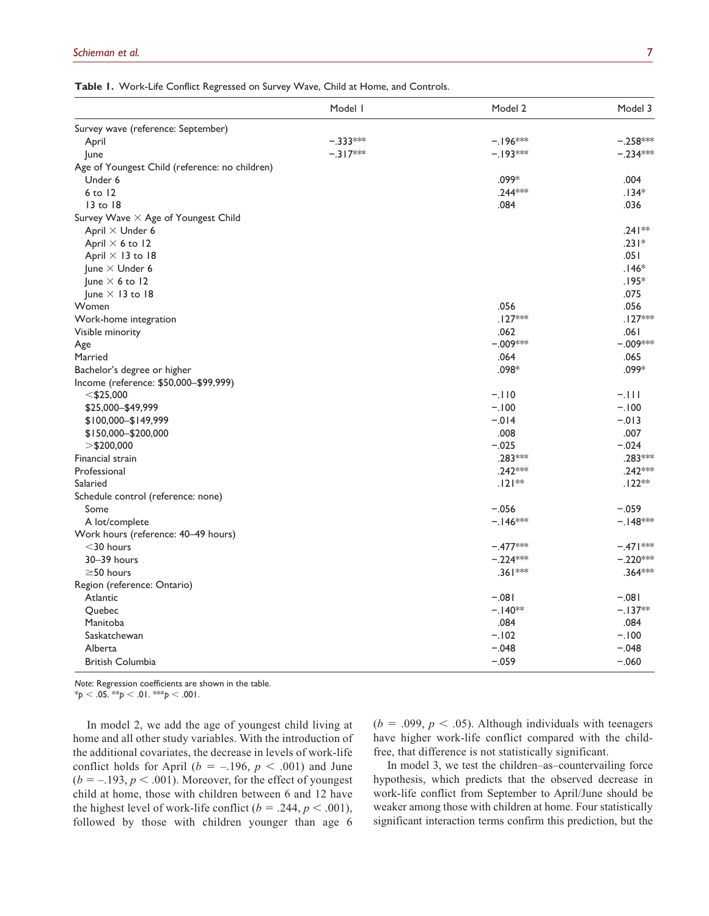**Table 1.** Work-Life Conflict Regressed on Survey Wave, Child at Home, and Controls.

| | Model 1 | Model 2 | Model 3 |
|---|---|---|---|
| Survey wave (reference: September) | | | |
| April | −.333*** | −.196*** | −.258*** |
| June | −.317*** | −.193*** | −.234*** |
| Age of Youngest Child (reference: no children) | | | |
| Under 6 | | .099* | .004 |
| 6 to 12 | | .244*** | .134* |
| 13 to 18 | | .084 | .036 |
| Survey Wave × Age of Youngest Child | | | |
| April × Under 6 | | | .241** |
| April × 6 to 12 | | | .231* |
| April × 13 to 18 | | | .051 |
| June × Under 6 | | | .146* |
| June × 6 to 12 | | | .195* |
| June × 13 to 18 | | | .075 |
| Women | | .056 | .056 |
| Work-home integration | | .127*** | .127*** |
| Visible minority | | .062 | .061 |
| Age | | −.009*** | −.009*** |
| Married | | .064 | .065 |
| Bachelor's degree or higher | | .098* | .099* |
| Income (reference: $50,000–$99,999) | | | |
| <$25,000 | | −.110 | −.111 |
| $25,000–$49,999 | | −.100 | −.100 |
| $100,000–$149,999 | | −.014 | −.013 |
| $150,000–$200,000 | | .008 | .007 |
| >$200,000 | | −.025 | −.024 |
| Financial strain | | .283*** | .283*** |
| Professional | | .242*** | .242*** |
| Salaried | | .121** | .122** |
| Schedule control (reference: none) | | | |
| Some | | −.056 | −.059 |
| A lot/complete | | −.146*** | −.148*** |
| Work hours (reference: 40–49 hours) | | | |
| <30 hours | | −.477*** | −.471*** |
| 30–39 hours | | −.224*** | −.220*** |
| ≥50 hours | | .361*** | .364*** |
| Region (reference: Ontario) | | | |
| Atlantic | | −.081 | −.081 |
| Quebec | | −.140** | −.137** |
| Manitoba | | .084 | .084 |
| Saskatchewan | | −.102 | −.100 |
| Alberta | | −.048 | −.048 |
| British Columbia | | −.059 | −.060 |

*Note*: Regression coefficients are shown in the table.
*$p < .05$. **$p < .01$. ***$p < .001$.

In model 2, we add the age of youngest child living at home and all other study variables. With the introduction of the additional covariates, the decrease in levels of work-life conflict holds for April ($b = -.196$, $p < .001$) and June ($b = -.193$, $p < .001$). Moreover, for the effect of youngest child at home, those with children between 6 and 12 have the highest level of work-life conflict ($b = .244$, $p < .001$), followed by those with children younger than age 6 ($b = .099$, $p < .05$). Although individuals with teenagers have higher work-life conflict compared with the child-free, that difference is not statistically significant.

In model 3, we test the children–as–countervailing force hypothesis, which predicts that the observed decrease in work-life conflict from September to April/June should be weaker among those with children at home. Four statistically significant interaction terms confirm this prediction, but the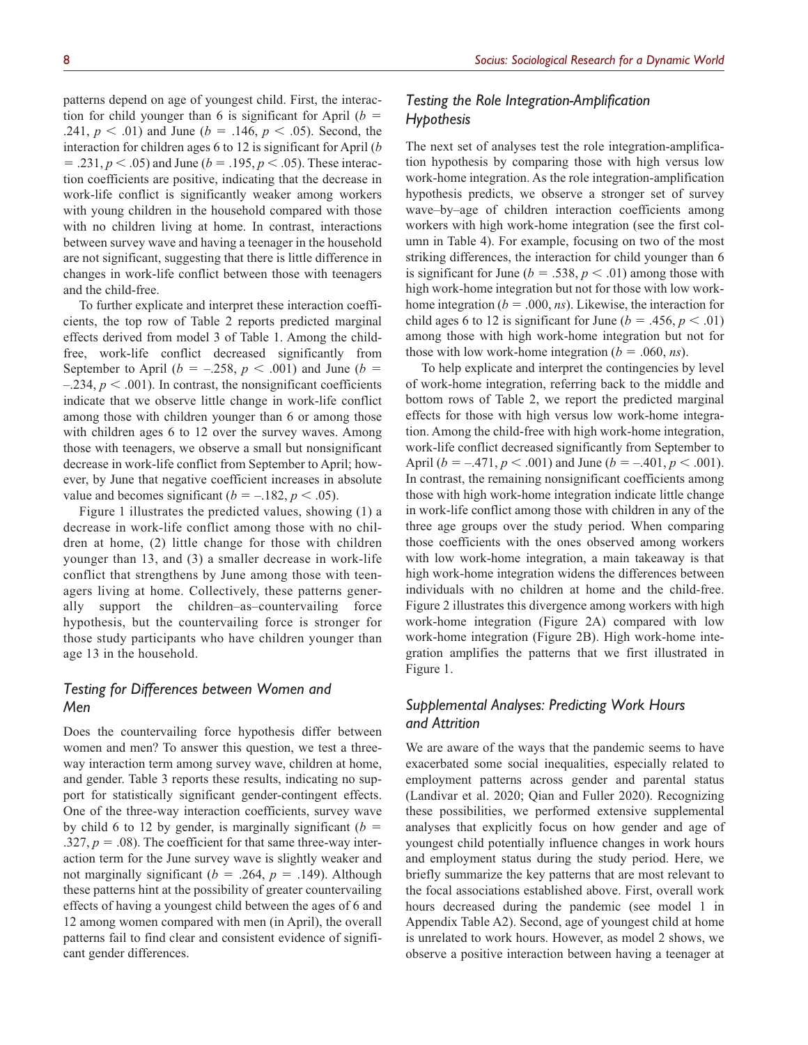patterns depend on age of youngest child. First, the interaction for child younger than 6 is significant for April ($b$ = .241, $p < .01$) and June ($b$ = .146, $p < .05$). Second, the interaction for children ages 6 to 12 is significant for April ($b$ = .231, $p < .05$) and June ($b$ = .195, $p < .05$). These interaction coefficients are positive, indicating that the decrease in work-life conflict is significantly weaker among workers with young children in the household compared with those with no children living at home. In contrast, interactions between survey wave and having a teenager in the household are not significant, suggesting that there is little difference in changes in work-life conflict between those with teenagers and the child-free.

To further explicate and interpret these interaction coefficients, the top row of Table 2 reports predicted marginal effects derived from model 3 of Table 1. Among the child-free, work-life conflict decreased significantly from September to April ($b$ = –.258, $p < .001$) and June ($b$ = –.234, $p < .001$). In contrast, the nonsignificant coefficients indicate that we observe little change in work-life conflict among those with children younger than 6 or among those with children ages 6 to 12 over the survey waves. Among those with teenagers, we observe a small but nonsignificant decrease in work-life conflict from September to April; however, by June that negative coefficient increases in absolute value and becomes significant ($b$ = –.182, $p < .05$).

Figure 1 illustrates the predicted values, showing (1) a decrease in work-life conflict among those with no children at home, (2) little change for those with children younger than 13, and (3) a smaller decrease in work-life conflict that strengthens by June among those with teenagers living at home. Collectively, these patterns generally support the children–as–countervailing force hypothesis, but the countervailing force is stronger for those study participants who have children younger than age 13 in the household.

### *Testing for Differences between Women and Men*

Does the countervailing force hypothesis differ between women and men? To answer this question, we test a three-way interaction term among survey wave, children at home, and gender. Table 3 reports these results, indicating no support for statistically significant gender-contingent effects. One of the three-way interaction coefficients, survey wave by child 6 to 12 by gender, is marginally significant ($b$ = .327, $p$ = .08). The coefficient for that same three-way interaction term for the June survey wave is slightly weaker and not marginally significant ($b$ = .264, $p$ = .149). Although these patterns hint at the possibility of greater countervailing effects of having a youngest child between the ages of 6 and 12 among women compared with men (in April), the overall patterns fail to find clear and consistent evidence of significant gender differences.

### *Testing the Role Integration-Amplification Hypothesis*

The next set of analyses test the role integration-amplification hypothesis by comparing those with high versus low work-home integration. As the role integration-amplification hypothesis predicts, we observe a stronger set of survey wave–by–age of children interaction coefficients among workers with high work-home integration (see the first column in Table 4). For example, focusing on two of the most striking differences, the interaction for child younger than 6 is significant for June ($b$ = .538, $p < .01$) among those with high work-home integration but not for those with low work-home integration ($b$ = .000, *ns*). Likewise, the interaction for child ages 6 to 12 is significant for June ($b$ = .456, $p < .01$) among those with high work-home integration but not for those with low work-home integration ($b$ = .060, *ns*).

To help explicate and interpret the contingencies by level of work-home integration, referring back to the middle and bottom rows of Table 2, we report the predicted marginal effects for those with high versus low work-home integration. Among the child-free with high work-home integration, work-life conflict decreased significantly from September to April ($b$ = –.471, $p < .001$) and June ($b$ = –.401, $p < .001$). In contrast, the remaining nonsignificant coefficients among those with high work-home integration indicate little change in work-life conflict among those with children in any of the three age groups over the study period. When comparing those coefficients with the ones observed among workers with low work-home integration, a main takeaway is that high work-home integration widens the differences between individuals with no children at home and the child-free. Figure 2 illustrates this divergence among workers with high work-home integration (Figure 2A) compared with low work-home integration (Figure 2B). High work-home integration amplifies the patterns that we first illustrated in Figure 1.

### *Supplemental Analyses: Predicting Work Hours and Attrition*

We are aware of the ways that the pandemic seems to have exacerbated some social inequalities, especially related to employment patterns across gender and parental status (Landivar et al. 2020; Qian and Fuller 2020). Recognizing these possibilities, we performed extensive supplemental analyses that explicitly focus on how gender and age of youngest child potentially influence changes in work hours and employment status during the study period. Here, we briefly summarize the key patterns that are most relevant to the focal associations established above. First, overall work hours decreased during the pandemic (see model 1 in Appendix Table A2). Second, age of youngest child at home is unrelated to work hours. However, as model 2 shows, we observe a positive interaction between having a teenager at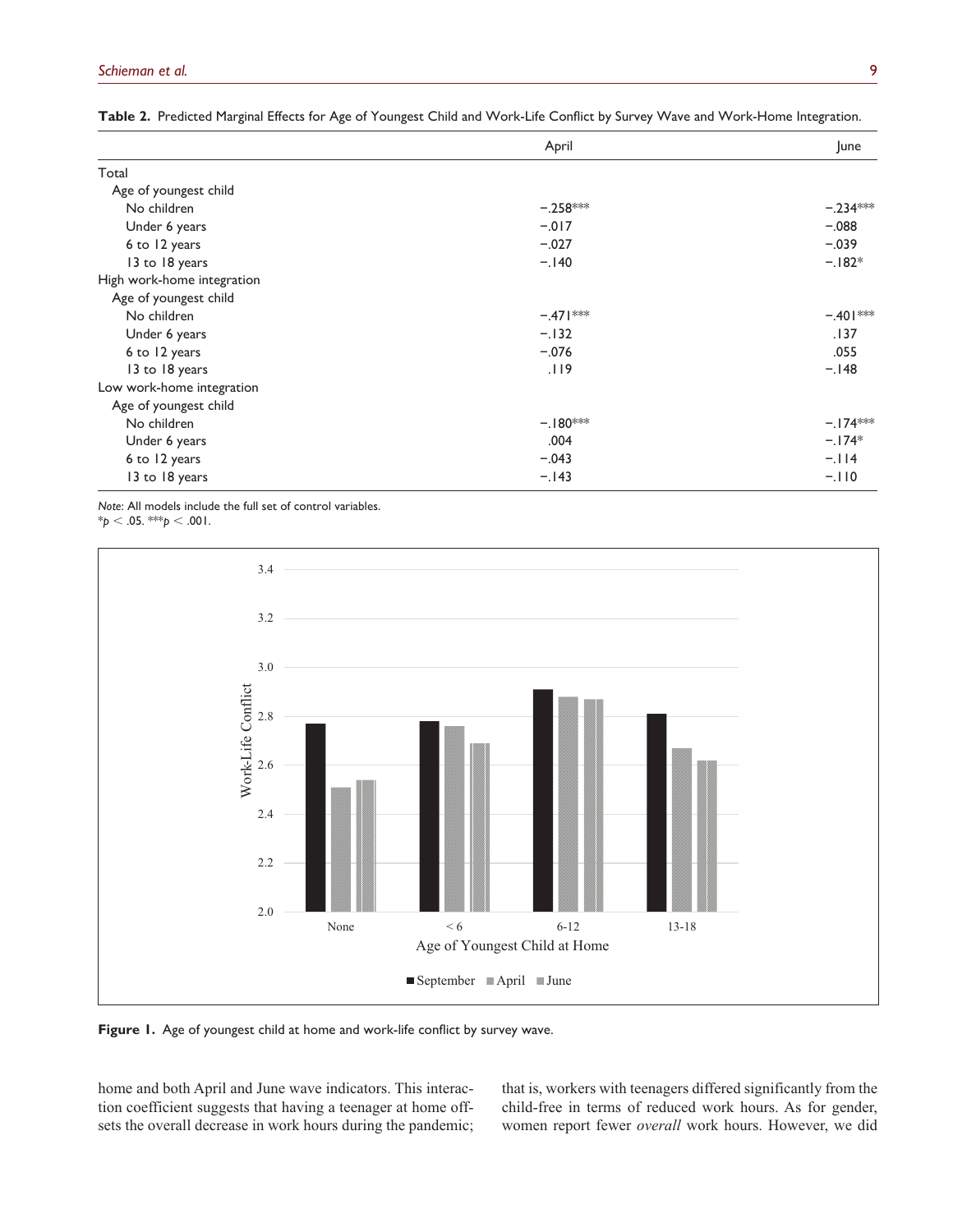**Table 2.** Predicted Marginal Effects for Age of Youngest Child and Work-Life Conflict by Survey Wave and Work-Home Integration.

| | April | June |
|---|---|---|
| Total | | |
| Age of youngest child | | |
| No children | −.258*** | −.234*** |
| Under 6 years | −.017 | −.088 |
| 6 to 12 years | −.027 | −.039 |
| 13 to 18 years | −.140 | −.182* |
| High work-home integration | | |
| Age of youngest child | | |
| No children | −.471*** | −.401*** |
| Under 6 years | −.132 | .137 |
| 6 to 12 years | −.076 | .055 |
| 13 to 18 years | .119 | −.148 |
| Low work-home integration | | |
| Age of youngest child | | |
| No children | −.180*** | −.174*** |
| Under 6 years | .004 | −.174* |
| 6 to 12 years | −.043 | −.114 |
| 13 to 18 years | −.143 | −.110 |

*Note*: All models include the full set of control variables.
*$p < .05$. ***$p < .001$.

**Figure 1.** Age of youngest child at home and work-life conflict by survey wave.

home and both April and June wave indicators. This interaction coefficient suggests that having a teenager at home offsets the overall decrease in work hours during the pandemic; that is, workers with teenagers differed significantly from the child-free in terms of reduced work hours. As for gender, women report fewer *overall* work hours. However, we did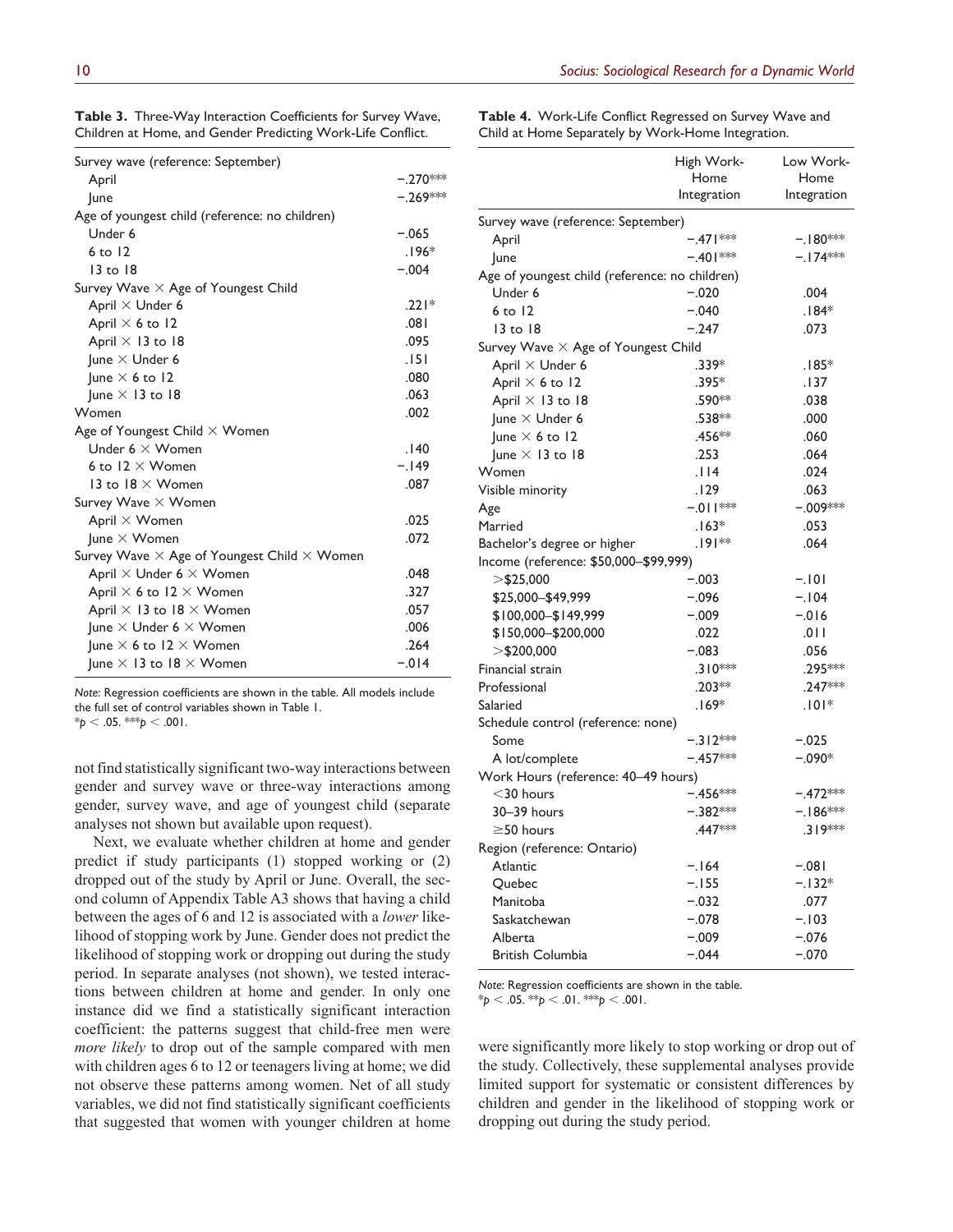**Table 3.** Three-Way Interaction Coefficients for Survey Wave, Children at Home, and Gender Predicting Work-Life Conflict.

| | |
|---|---|
| Survey wave (reference: September) | |
| April | −.270*** |
| June | −.269*** |
| Age of youngest child (reference: no children) | |
| Under 6 | −.065 |
| 6 to 12 | .196* |
| 13 to 18 | −.004 |
| Survey Wave × Age of Youngest Child | |
| April × Under 6 | .221* |
| April × 6 to 12 | .081 |
| April × 13 to 18 | .095 |
| June × Under 6 | .151 |
| June × 6 to 12 | .080 |
| June × 13 to 18 | .063 |
| Women | .002 |
| Age of Youngest Child × Women | |
| Under 6 × Women | .140 |
| 6 to 12 × Women | −.149 |
| 13 to 18 × Women | .087 |
| Survey Wave × Women | |
| April × Women | .025 |
| June × Women | .072 |
| Survey Wave × Age of Youngest Child × Women | |
| April × Under 6 × Women | .048 |
| April × 6 to 12 × Women | .327 |
| April × 13 to 18 × Women | .057 |
| June × Under 6 × Women | .006 |
| June × 6 to 12 × Women | .264 |
| June × 13 to 18 × Women | −.014 |

*Note:* Regression coefficients are shown in the table. All models include the full set of control variables shown in Table 1.
*$p < .05$. ***$p < .001$.

not find statistically significant two-way interactions between gender and survey wave or three-way interactions among gender, survey wave, and age of youngest child (separate analyses not shown but available upon request).

Next, we evaluate whether children at home and gender predict if study participants (1) stopped working or (2) dropped out of the study by April or June. Overall, the second column of Appendix Table A3 shows that having a child between the ages of 6 and 12 is associated with a *lower* likelihood of stopping work by June. Gender does not predict the likelihood of stopping work or dropping out during the study period. In separate analyses (not shown), we tested interactions between children at home and gender. In only one instance did we find a statistically significant interaction coefficient: the patterns suggest that child-free men were *more likely* to drop out of the sample compared with men with children ages 6 to 12 or teenagers living at home; we did not observe these patterns among women. Net of all study variables, we did not find statistically significant coefficients that suggested that women with younger children at home were significantly more likely to stop working or drop out of the study. Collectively, these supplemental analyses provide limited support for systematic or consistent differences by children and gender in the likelihood of stopping work or dropping out during the study period.

**Table 4.** Work-Life Conflict Regressed on Survey Wave and Child at Home Separately by Work-Home Integration.

| | High Work-Home Integration | Low Work-Home Integration |
|---|---|---|
| Survey wave (reference: September) | | |
| April | −.471*** | −.180*** |
| June | −.401*** | −.174*** |
| Age of youngest child (reference: no children) | | |
| Under 6 | −.020 | .004 |
| 6 to 12 | −.040 | .184* |
| 13 to 18 | −.247 | .073 |
| Survey Wave × Age of Youngest Child | | |
| April × Under 6 | .339* | .185* |
| April × 6 to 12 | .395* | .137 |
| April × 13 to 18 | .590** | .038 |
| June × Under 6 | .538** | .000 |
| June × 6 to 12 | .456** | .060 |
| June × 13 to 18 | .253 | .064 |
| Women | .114 | .024 |
| Visible minority | .129 | .063 |
| Age | −.011*** | −.009*** |
| Married | .163* | .053 |
| Bachelor's degree or higher | .191** | .064 |
| Income (reference: $50,000–$99,999) | | |
| >$25,000 | −.003 | −.101 |
| $25,000–$49,999 | −.096 | −.104 |
| $100,000–$149,999 | −.009 | −.016 |
| $150,000–$200,000 | .022 | .011 |
| >$200,000 | −.083 | .056 |
| Financial strain | .310*** | .295*** |
| Professional | .203** | .247*** |
| Salaried | .169* | .101* |
| Schedule control (reference: none) | | |
| Some | −.312*** | −.025 |
| A lot/complete | −.457*** | −.090* |
| Work Hours (reference: 40–49 hours) | | |
| <30 hours | −.456*** | −.472*** |
| 30–39 hours | −.382*** | −.186*** |
| ≥50 hours | .447*** | .319*** |
| Region (reference: Ontario) | | |
| Atlantic | −.164 | −.081 |
| Quebec | −.155 | −.132* |
| Manitoba | −.032 | .077 |
| Saskatchewan | −.078 | −.103 |
| Alberta | −.009 | −.076 |
| British Columbia | −.044 | −.070 |

*Note:* Regression coefficients are shown in the table.
*$p < .05$. **$p < .01$. ***$p < .001$.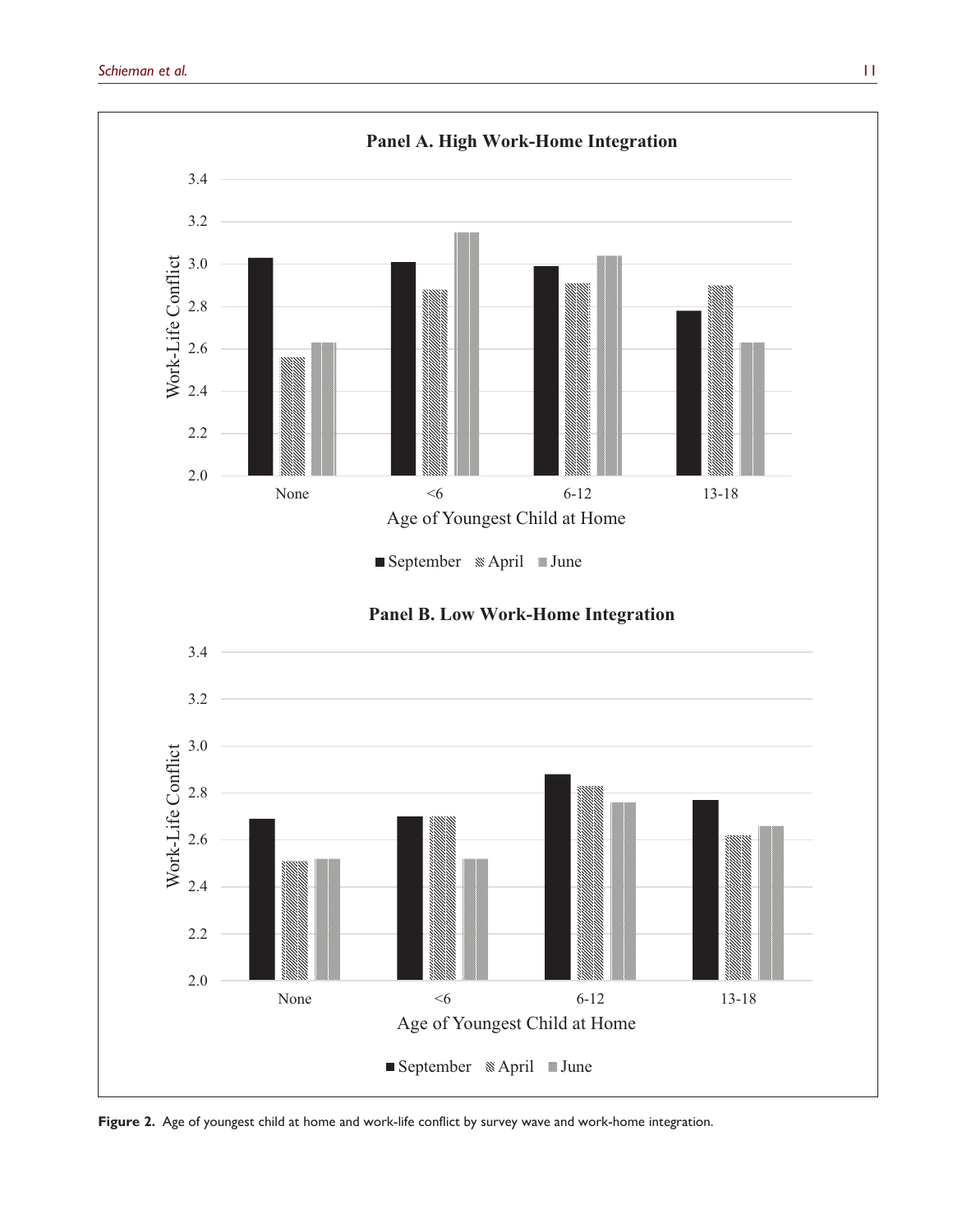**Figure 2.** Age of youngest child at home and work-life conflict by survey wave and work-home integration.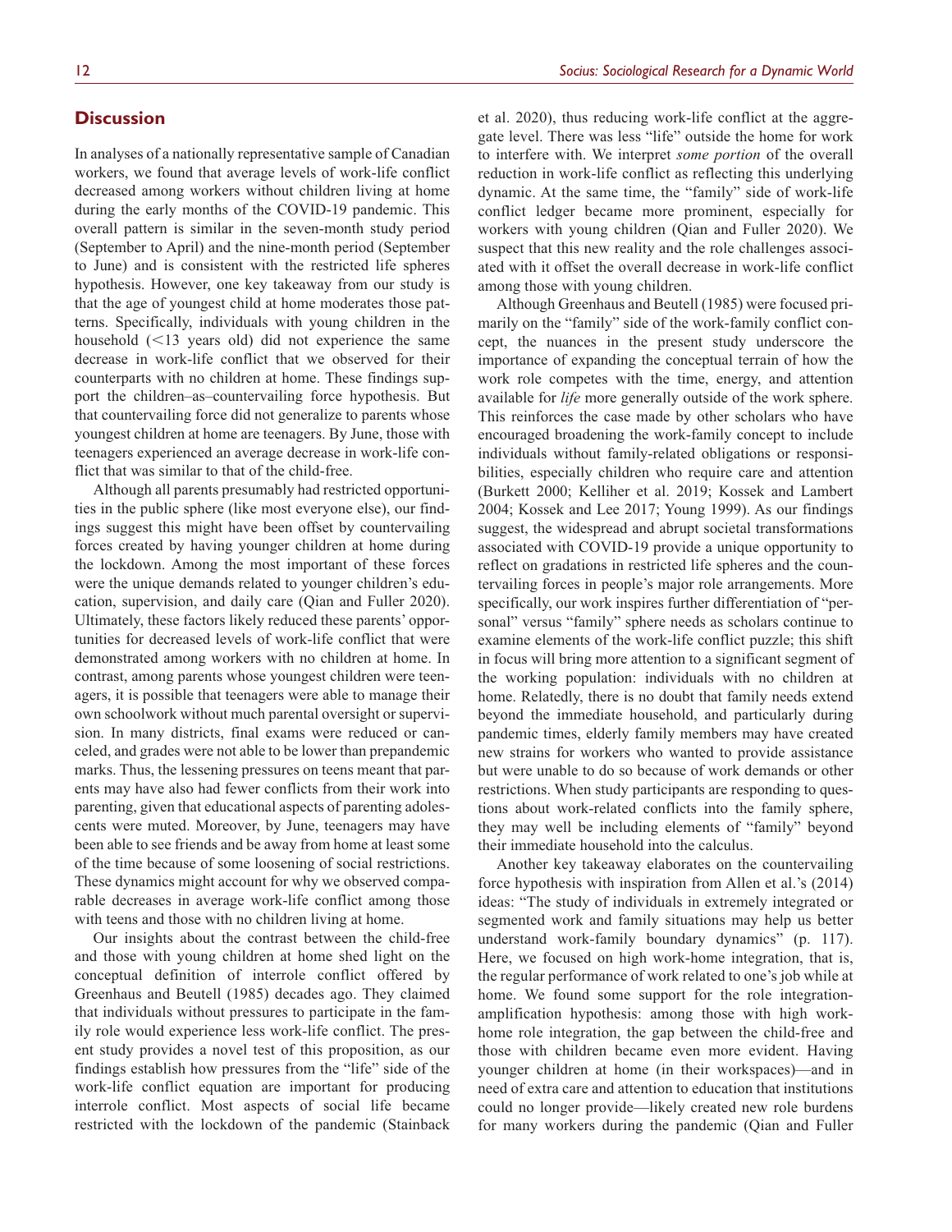## Discussion

In analyses of a nationally representative sample of Canadian workers, we found that average levels of work-life conflict decreased among workers without children living at home during the early months of the COVID-19 pandemic. This overall pattern is similar in the seven-month study period (September to April) and the nine-month period (September to June) and is consistent with the restricted life spheres hypothesis. However, one key takeaway from our study is that the age of youngest child at home moderates those patterns. Specifically, individuals with young children in the household (<13 years old) did not experience the same decrease in work-life conflict that we observed for their counterparts with no children at home. These findings support the children–as–countervailing force hypothesis. But that countervailing force did not generalize to parents whose youngest children at home are teenagers. By June, those with teenagers experienced an average decrease in work-life conflict that was similar to that of the child-free.

Although all parents presumably had restricted opportunities in the public sphere (like most everyone else), our findings suggest this might have been offset by countervailing forces created by having younger children at home during the lockdown. Among the most important of these forces were the unique demands related to younger children's education, supervision, and daily care (Qian and Fuller 2020). Ultimately, these factors likely reduced these parents' opportunities for decreased levels of work-life conflict that were demonstrated among workers with no children at home. In contrast, among parents whose youngest children were teenagers, it is possible that teenagers were able to manage their own schoolwork without much parental oversight or supervision. In many districts, final exams were reduced or canceled, and grades were not able to be lower than prepandemic marks. Thus, the lessening pressures on teens meant that parents may have also had fewer conflicts from their work into parenting, given that educational aspects of parenting adolescents were muted. Moreover, by June, teenagers may have been able to see friends and be away from home at least some of the time because of some loosening of social restrictions. These dynamics might account for why we observed comparable decreases in average work-life conflict among those with teens and those with no children living at home.

Our insights about the contrast between the child-free and those with young children at home shed light on the conceptual definition of interrole conflict offered by Greenhaus and Beutell (1985) decades ago. They claimed that individuals without pressures to participate in the family role would experience less work-life conflict. The present study provides a novel test of this proposition, as our findings establish how pressures from the "life" side of the work-life conflict equation are important for producing interrole conflict. Most aspects of social life became restricted with the lockdown of the pandemic (Stainback et al. 2020), thus reducing work-life conflict at the aggregate level. There was less "life" outside the home for work to interfere with. We interpret *some portion* of the overall reduction in work-life conflict as reflecting this underlying dynamic. At the same time, the "family" side of work-life conflict ledger became more prominent, especially for workers with young children (Qian and Fuller 2020). We suspect that this new reality and the role challenges associated with it offset the overall decrease in work-life conflict among those with young children.

Although Greenhaus and Beutell (1985) were focused primarily on the "family" side of the work-family conflict concept, the nuances in the present study underscore the importance of expanding the conceptual terrain of how the work role competes with the time, energy, and attention available for *life* more generally outside of the work sphere. This reinforces the case made by other scholars who have encouraged broadening the work-family concept to include individuals without family-related obligations or responsibilities, especially children who require care and attention (Burkett 2000; Kelliher et al. 2019; Kossek and Lambert 2004; Kossek and Lee 2017; Young 1999). As our findings suggest, the widespread and abrupt societal transformations associated with COVID-19 provide a unique opportunity to reflect on gradations in restricted life spheres and the countervailing forces in people's major role arrangements. More specifically, our work inspires further differentiation of "personal" versus "family" sphere needs as scholars continue to examine elements of the work-life conflict puzzle; this shift in focus will bring more attention to a significant segment of the working population: individuals with no children at home. Relatedly, there is no doubt that family needs extend beyond the immediate household, and particularly during pandemic times, elderly family members may have created new strains for workers who wanted to provide assistance but were unable to do so because of work demands or other restrictions. When study participants are responding to questions about work-related conflicts into the family sphere, they may well be including elements of "family" beyond their immediate household into the calculus.

Another key takeaway elaborates on the countervailing force hypothesis with inspiration from Allen et al.'s (2014) ideas: "The study of individuals in extremely integrated or segmented work and family situations may help us better understand work-family boundary dynamics" (p. 117). Here, we focused on high work-home integration, that is, the regular performance of work related to one's job while at home. We found some support for the role integration-amplification hypothesis: among those with high work-home role integration, the gap between the child-free and those with children became even more evident. Having younger children at home (in their workspaces)—and in need of extra care and attention to education that institutions could no longer provide—likely created new role burdens for many workers during the pandemic (Qian and Fuller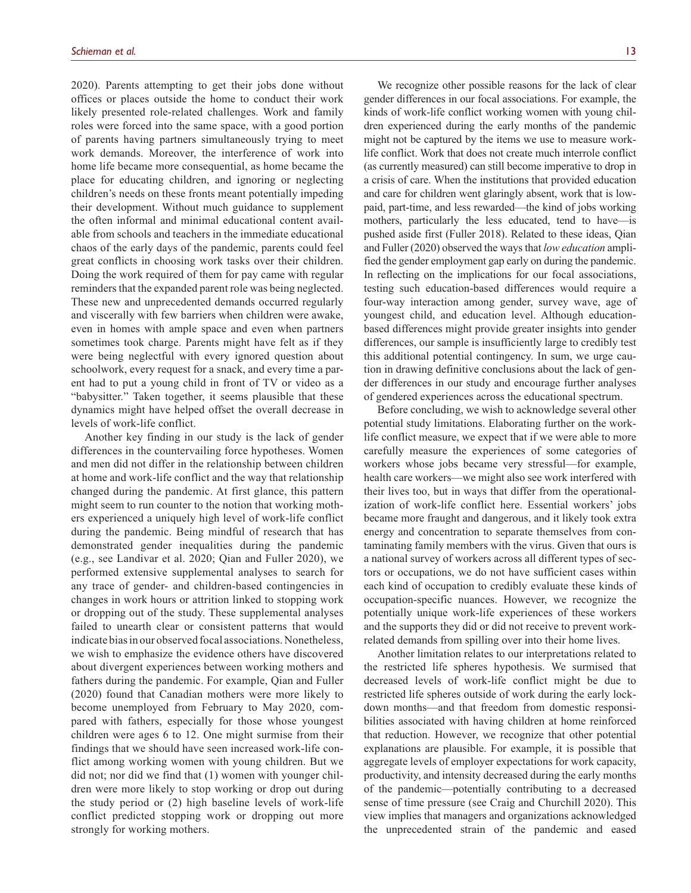2020). Parents attempting to get their jobs done without offices or places outside the home to conduct their work likely presented role-related challenges. Work and family roles were forced into the same space, with a good portion of parents having partners simultaneously trying to meet work demands. Moreover, the interference of work into home life became more consequential, as home became the place for educating children, and ignoring or neglecting children's needs on these fronts meant potentially impeding their development. Without much guidance to supplement the often informal and minimal educational content available from schools and teachers in the immediate educational chaos of the early days of the pandemic, parents could feel great conflicts in choosing work tasks over their children. Doing the work required of them for pay came with regular reminders that the expanded parent role was being neglected. These new and unprecedented demands occurred regularly and viscerally with few barriers when children were awake, even in homes with ample space and even when partners sometimes took charge. Parents might have felt as if they were being neglectful with every ignored question about schoolwork, every request for a snack, and every time a parent had to put a young child in front of TV or video as a "babysitter." Taken together, it seems plausible that these dynamics might have helped offset the overall decrease in levels of work-life conflict.

Another key finding in our study is the lack of gender differences in the countervailing force hypotheses. Women and men did not differ in the relationship between children at home and work-life conflict and the way that relationship changed during the pandemic. At first glance, this pattern might seem to run counter to the notion that working mothers experienced a uniquely high level of work-life conflict during the pandemic. Being mindful of research that has demonstrated gender inequalities during the pandemic (e.g., see Landivar et al. 2020; Qian and Fuller 2020), we performed extensive supplemental analyses to search for any trace of gender- and children-based contingencies in changes in work hours or attrition linked to stopping work or dropping out of the study. These supplemental analyses failed to unearth clear or consistent patterns that would indicate bias in our observed focal associations. Nonetheless, we wish to emphasize the evidence others have discovered about divergent experiences between working mothers and fathers during the pandemic. For example, Qian and Fuller (2020) found that Canadian mothers were more likely to become unemployed from February to May 2020, compared with fathers, especially for those whose youngest children were ages 6 to 12. One might surmise from their findings that we should have seen increased work-life conflict among working women with young children. But we did not; nor did we find that (1) women with younger children were more likely to stop working or drop out during the study period or (2) high baseline levels of work-life conflict predicted stopping work or dropping out more strongly for working mothers.

We recognize other possible reasons for the lack of clear gender differences in our focal associations. For example, the kinds of work-life conflict working women with young children experienced during the early months of the pandemic might not be captured by the items we use to measure work-life conflict. Work that does not create much interrole conflict (as currently measured) can still become imperative to drop in a crisis of care. When the institutions that provided education and care for children went glaringly absent, work that is low-paid, part-time, and less rewarded—the kind of jobs working mothers, particularly the less educated, tend to have—is pushed aside first (Fuller 2018). Related to these ideas, Qian and Fuller (2020) observed the ways that *low education* amplified the gender employment gap early on during the pandemic. In reflecting on the implications for our focal associations, testing such education-based differences would require a four-way interaction among gender, survey wave, age of youngest child, and education level. Although education-based differences might provide greater insights into gender differences, our sample is insufficiently large to credibly test this additional potential contingency. In sum, we urge caution in drawing definitive conclusions about the lack of gender differences in our study and encourage further analyses of gendered experiences across the educational spectrum.

Before concluding, we wish to acknowledge several other potential study limitations. Elaborating further on the work-life conflict measure, we expect that if we were able to more carefully measure the experiences of some categories of workers whose jobs became very stressful—for example, health care workers—we might also see work interfered with their lives too, but in ways that differ from the operationalization of work-life conflict here. Essential workers' jobs became more fraught and dangerous, and it likely took extra energy and concentration to separate themselves from contaminating family members with the virus. Given that ours is a national survey of workers across all different types of sectors or occupations, we do not have sufficient cases within each kind of occupation to credibly evaluate these kinds of occupation-specific nuances. However, we recognize the potentially unique work-life experiences of these workers and the supports they did or did not receive to prevent work-related demands from spilling over into their home lives.

Another limitation relates to our interpretations related to the restricted life spheres hypothesis. We surmised that decreased levels of work-life conflict might be due to restricted life spheres outside of work during the early lockdown months—and that freedom from domestic responsibilities associated with having children at home reinforced that reduction. However, we recognize that other potential explanations are plausible. For example, it is possible that aggregate levels of employer expectations for work capacity, productivity, and intensity decreased during the early months of the pandemic—potentially contributing to a decreased sense of time pressure (see Craig and Churchill 2020). This view implies that managers and organizations acknowledged the unprecedented strain of the pandemic and eased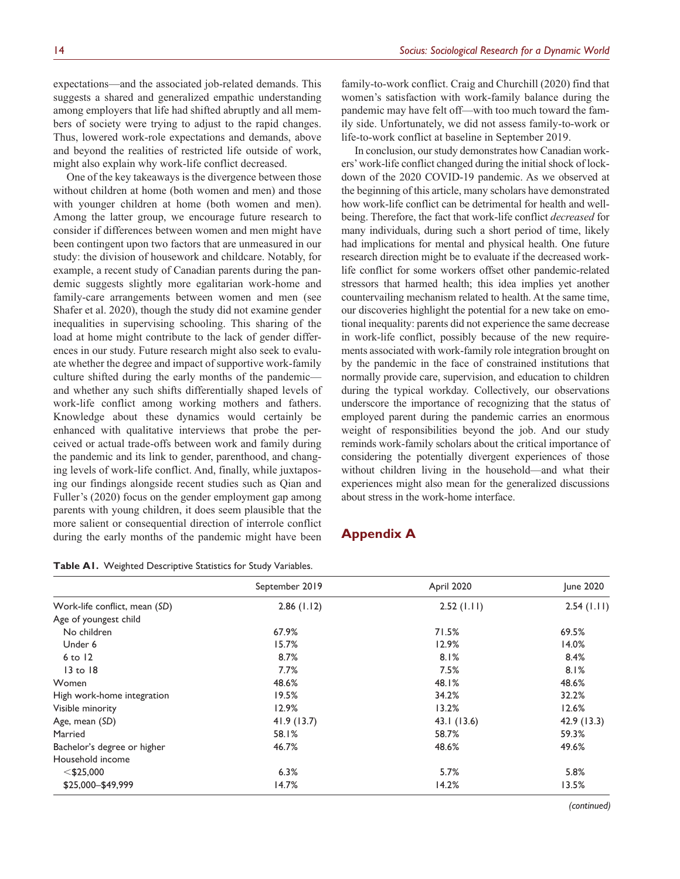expectations—and the associated job-related demands. This suggests a shared and generalized empathic understanding among employers that life had shifted abruptly and all members of society were trying to adjust to the rapid changes. Thus, lowered work-role expectations and demands, above and beyond the realities of restricted life outside of work, might also explain why work-life conflict decreased.

One of the key takeaways is the divergence between those without children at home (both women and men) and those with younger children at home (both women and men). Among the latter group, we encourage future research to consider if differences between women and men might have been contingent upon two factors that are unmeasured in our study: the division of housework and childcare. Notably, for example, a recent study of Canadian parents during the pandemic suggests slightly more egalitarian work-home and family-care arrangements between women and men (see Shafer et al. 2020), though the study did not examine gender inequalities in supervising schooling. This sharing of the load at home might contribute to the lack of gender differences in our study. Future research might also seek to evaluate whether the degree and impact of supportive work-family culture shifted during the early months of the pandemic—and whether any such shifts differentially shaped levels of work-life conflict among working mothers and fathers. Knowledge about these dynamics would certainly be enhanced with qualitative interviews that probe the perceived or actual trade-offs between work and family during the pandemic and its link to gender, parenthood, and changing levels of work-life conflict. And, finally, while juxtaposing our findings alongside recent studies such as Qian and Fuller's (2020) focus on the gender employment gap among parents with young children, it does seem plausible that the more salient or consequential direction of interrole conflict during the early months of the pandemic might have been family-to-work conflict. Craig and Churchill (2020) find that women's satisfaction with work-family balance during the pandemic may have felt off—with too much toward the family side. Unfortunately, we did not assess family-to-work or life-to-work conflict at baseline in September 2019.

In conclusion, our study demonstrates how Canadian workers' work-life conflict changed during the initial shock of lockdown of the 2020 COVID-19 pandemic. As we observed at the beginning of this article, many scholars have demonstrated how work-life conflict can be detrimental for health and well-being. Therefore, the fact that work-life conflict *decreased* for many individuals, during such a short period of time, likely had implications for mental and physical health. One future research direction might be to evaluate if the decreased work-life conflict for some workers offset other pandemic-related stressors that harmed health; this idea implies yet another countervailing mechanism related to health. At the same time, our discoveries highlight the potential for a new take on emotional inequality: parents did not experience the same decrease in work-life conflict, possibly because of the new requirements associated with work-family role integration brought on by the pandemic in the face of constrained institutions that normally provide care, supervision, and education to children during the typical workday. Collectively, our observations underscore the importance of recognizing that the status of employed parent during the pandemic carries an enormous weight of responsibilities beyond the job. And our study reminds work-family scholars about the critical importance of considering the potentially divergent experiences of those without children living in the household—and what their experiences might also mean for the generalized discussions about stress in the work-home interface.

## Appendix A

**Table A1.** Weighted Descriptive Statistics for Study Variables.

| | September 2019 | April 2020 | June 2020 |
|---|---|---|---|
| Work-life conflict, mean (*SD*) | 2.86 (1.12) | 2.52 (1.11) | 2.54 (1.11) |
| Age of youngest child | | | |
| No children | 67.9% | 71.5% | 69.5% |
| Under 6 | 15.7% | 12.9% | 14.0% |
| 6 to 12 | 8.7% | 8.1% | 8.4% |
| 13 to 18 | 7.7% | 7.5% | 8.1% |
| Women | 48.6% | 48.1% | 48.6% |
| High work-home integration | 19.5% | 34.2% | 32.2% |
| Visible minority | 12.9% | 13.2% | 12.6% |
| Age, mean (*SD*) | 41.9 (13.7) | 43.1 (13.6) | 42.9 (13.3) |
| Married | 58.1% | 58.7% | 59.3% |
| Bachelor's degree or higher | 46.7% | 48.6% | 49.6% |
| Household income | | | |
| <$25,000 | 6.3% | 5.7% | 5.8% |
| $25,000–$49,999 | 14.7% | 14.2% | 13.5% |

*(continued)*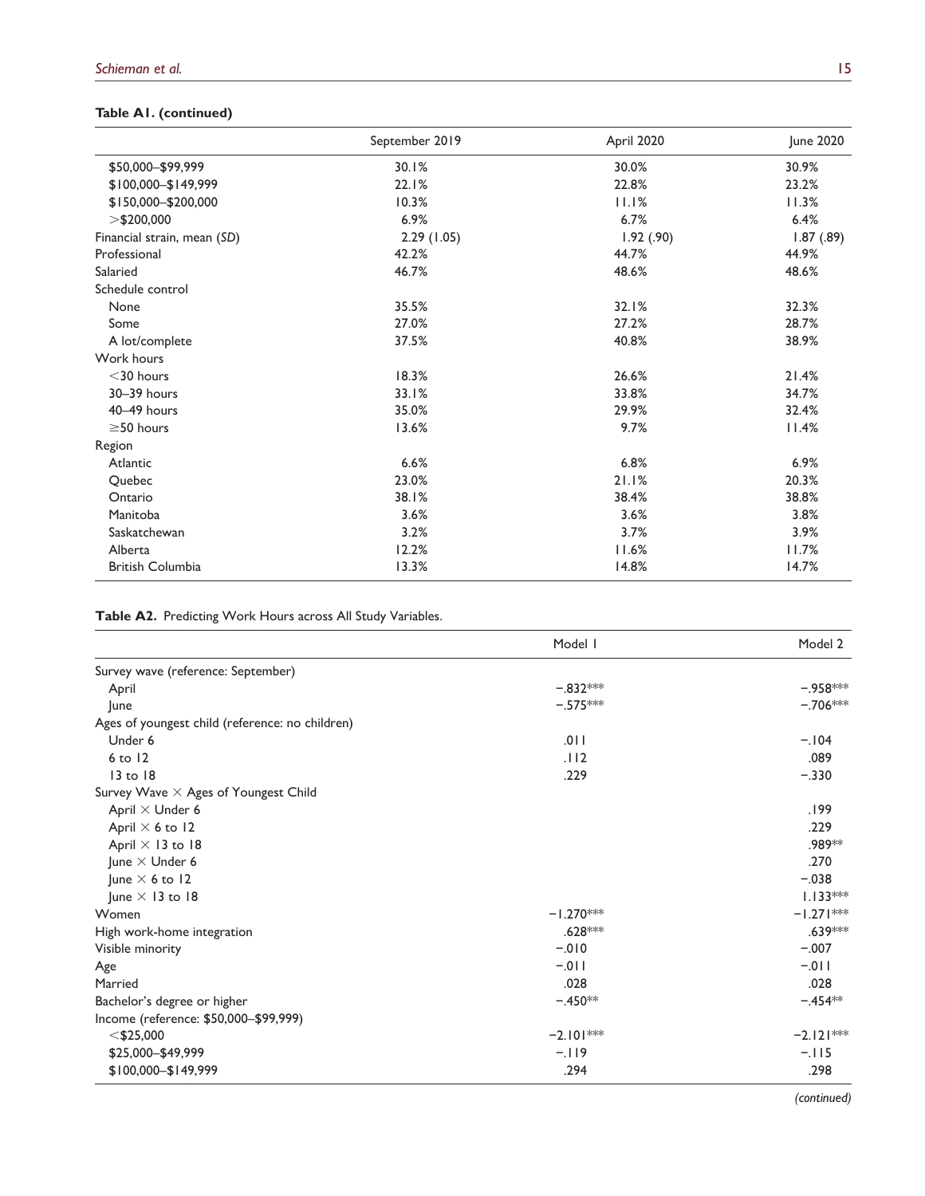**Table A1. (continued)**

| | September 2019 | April 2020 | June 2020 |
|---|---|---|---|
| $50,000–$99,999 | 30.1% | 30.0% | 30.9% |
| $100,000–$149,999 | 22.1% | 22.8% | 23.2% |
| $150,000–$200,000 | 10.3% | 11.1% | 11.3% |
| >$200,000 | 6.9% | 6.7% | 6.4% |
| Financial strain, mean (*SD*) | 2.29 (1.05) | 1.92 (.90) | 1.87 (.89) |
| Professional | 42.2% | 44.7% | 44.9% |
| Salaried | 46.7% | 48.6% | 48.6% |
| Schedule control | | | |
| None | 35.5% | 32.1% | 32.3% |
| Some | 27.0% | 27.2% | 28.7% |
| A lot/complete | 37.5% | 40.8% | 38.9% |
| Work hours | | | |
| <30 hours | 18.3% | 26.6% | 21.4% |
| 30–39 hours | 33.1% | 33.8% | 34.7% |
| 40–49 hours | 35.0% | 29.9% | 32.4% |
| ≥50 hours | 13.6% | 9.7% | 11.4% |
| Region | | | |
| Atlantic | 6.6% | 6.8% | 6.9% |
| Quebec | 23.0% | 21.1% | 20.3% |
| Ontario | 38.1% | 38.4% | 38.8% |
| Manitoba | 3.6% | 3.6% | 3.8% |
| Saskatchewan | 3.2% | 3.7% | 3.9% |
| Alberta | 12.2% | 11.6% | 11.7% |
| British Columbia | 13.3% | 14.8% | 14.7% |

**Table A2.** Predicting Work Hours across All Study Variables.

| | Model 1 | Model 2 |
|---|---|---|
| Survey wave (reference: September) | | |
| April | −.832*** | −.958*** |
| June | −.575*** | −.706*** |
| Ages of youngest child (reference: no children) | | |
| Under 6 | .011 | −.104 |
| 6 to 12 | .112 | .089 |
| 13 to 18 | .229 | −.330 |
| Survey Wave × Ages of Youngest Child | | |
| April × Under 6 | | .199 |
| April × 6 to 12 | | .229 |
| April × 13 to 18 | | .989** |
| June × Under 6 | | .270 |
| June × 6 to 12 | | −.038 |
| June × 13 to 18 | | 1.133*** |
| Women | −1.270*** | −1.271*** |
| High work-home integration | .628*** | .639*** |
| Visible minority | −.010 | −.007 |
| Age | −.011 | −.011 |
| Married | .028 | .028 |
| Bachelor's degree or higher | −.450** | −.454** |
| Income (reference: $50,000–$99,999) | | |
| <$25,000 | −2.101*** | −2.121*** |
| $25,000–$49,999 | −.119 | −.115 |
| $100,000–$149,999 | .294 | .298 |

*(continued)*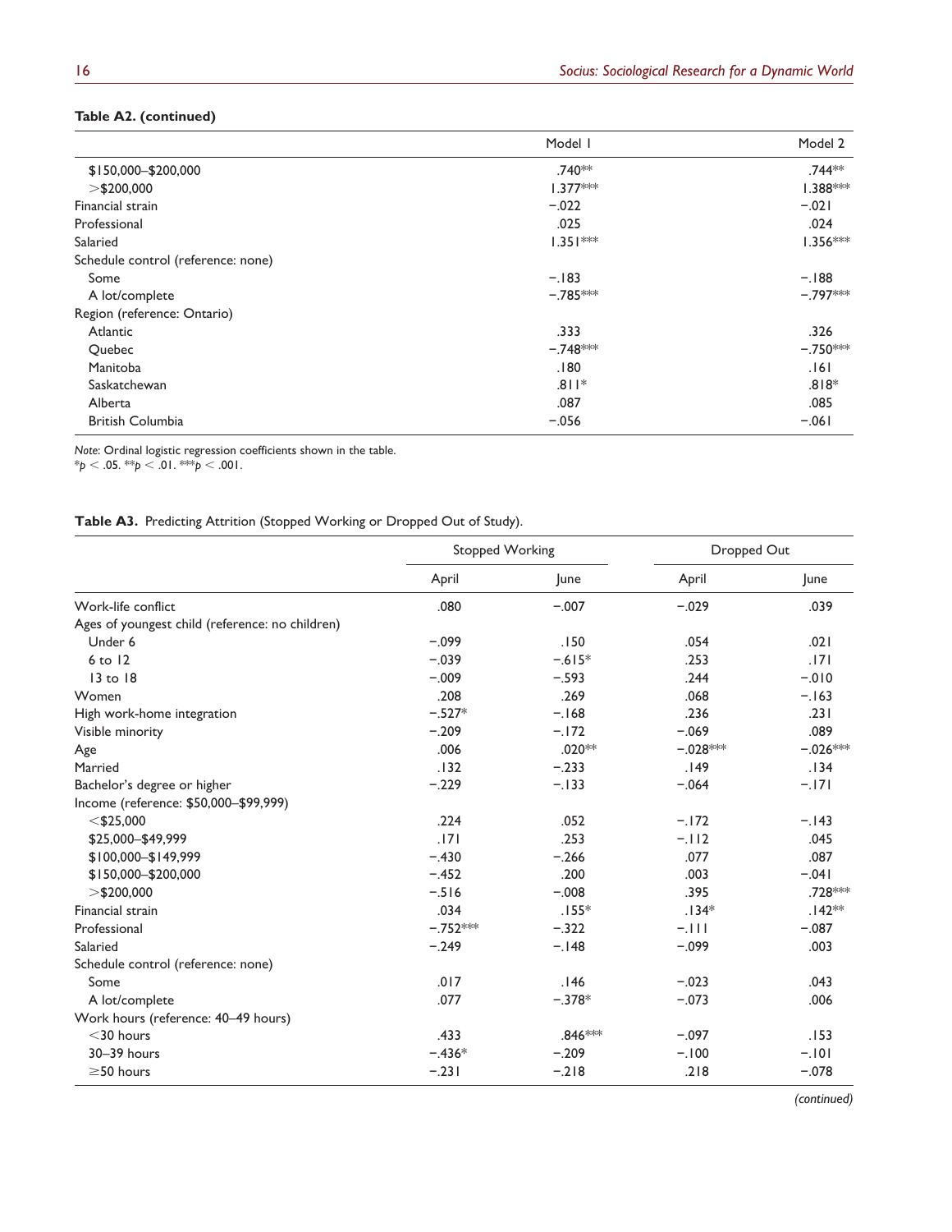**Table A2. (continued)**

| | Model 1 | Model 2 |
|---|---|---|
| $150,000–$200,000 | .740** | .744** |
| >$200,000 | 1.377*** | 1.388*** |
| Financial strain | −.022 | −.021 |
| Professional | .025 | .024 |
| Salaried | 1.351*** | 1.356*** |
| Schedule control (reference: none) | | |
| Some | −.183 | −.188 |
| A lot/complete | −.785*** | −.797*** |
| Region (reference: Ontario) | | |
| Atlantic | .333 | .326 |
| Quebec | −.748*** | −.750*** |
| Manitoba | .180 | .161 |
| Saskatchewan | .811* | .818* |
| Alberta | .087 | .085 |
| British Columbia | −.056 | −.061 |

*Note*: Ordinal logistic regression coefficients shown in the table.
\*$p < .05$. \*\*$p < .01$. \*\*\*$p < .001$.

**Table A3.** Predicting Attrition (Stopped Working or Dropped Out of Study).

| | Stopped Working | | Dropped Out | |
|---|---|---|---|---|
| | April | June | April | June |
| Work-life conflict | .080 | −.007 | −.029 | .039 |
| Ages of youngest child (reference: no children) | | | | |
| Under 6 | −.099 | .150 | .054 | .021 |
| 6 to 12 | −.039 | −.615* | .253 | .171 |
| 13 to 18 | −.009 | −.593 | .244 | −.010 |
| Women | .208 | .269 | .068 | −.163 |
| High work-home integration | −.527* | −.168 | .236 | .231 |
| Visible minority | −.209 | −.172 | −.069 | .089 |
| Age | .006 | .020** | −.028*** | −.026*** |
| Married | .132 | −.233 | .149 | .134 |
| Bachelor's degree or higher | −.229 | −.133 | −.064 | −.171 |
| Income (reference: $50,000–$99,999) | | | | |
| <$25,000 | .224 | .052 | −.172 | −.143 |
| $25,000–$49,999 | .171 | .253 | −.112 | .045 |
| $100,000–$149,999 | −.430 | −.266 | .077 | .087 |
| $150,000–$200,000 | −.452 | .200 | .003 | −.041 |
| >$200,000 | −.516 | −.008 | .395 | .728*** |
| Financial strain | .034 | .155* | .134* | .142** |
| Professional | −.752*** | −.322 | −.111 | −.087 |
| Salaried | −.249 | −.148 | −.099 | .003 |
| Schedule control (reference: none) | | | | |
| Some | .017 | .146 | −.023 | .043 |
| A lot/complete | .077 | −.378* | −.073 | .006 |
| Work hours (reference: 40–49 hours) | | | | |
| <30 hours | .433 | .846*** | −.097 | .153 |
| 30–39 hours | −.436* | −.209 | −.100 | −.101 |
| ≥50 hours | −.231 | −.218 | .218 | −.078 |

*(continued)*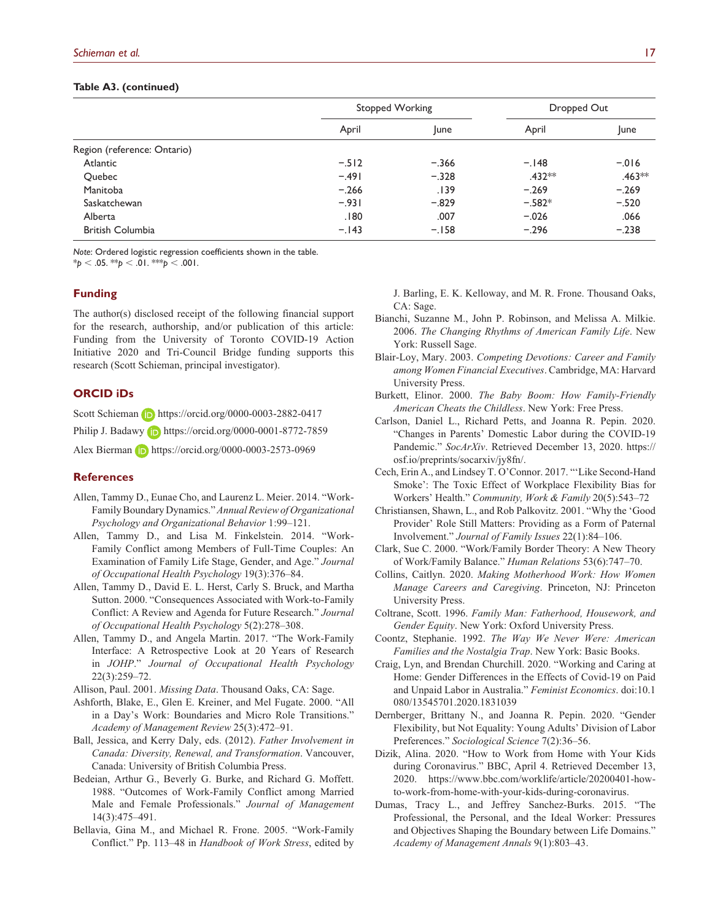**Table A3. (continued)**

| | Stopped Working | | Dropped Out | |
|---|---|---|---|---|
| | April | June | April | June |
| Region (reference: Ontario) | | | | |
| Atlantic | −.512 | −.366 | −.148 | −.016 |
| Quebec | −.491 | −.328 | .432** | .463** |
| Manitoba | −.266 | .139 | −.269 | −.269 |
| Saskatchewan | −.931 | −.829 | −.582* | −.520 |
| Alberta | .180 | .007 | −.026 | .066 |
| British Columbia | −.143 | −.158 | −.296 | −.238 |

*Note:* Ordered logistic regression coefficients shown in the table.
*$p < .05$. **$p < .01$. ***$p < .001$.

## Funding

The author(s) disclosed receipt of the following financial support for the research, authorship, and/or publication of this article: Funding from the University of Toronto COVID-19 Action Initiative 2020 and Tri-Council Bridge funding supports this research (Scott Schieman, principal investigator).

## ORCID iDs

Scott Schieman https://orcid.org/0000-0003-2882-0417

Philip J. Badawy https://orcid.org/0000-0001-8772-7859

Alex Bierman https://orcid.org/0000-0003-2573-0969

## References

Allen, Tammy D., Eunae Cho, and Laurenz L. Meier. 2014. "Work-Family Boundary Dynamics." *Annual Review of Organizational Psychology and Organizational Behavior* 1:99–121.

Allen, Tammy D., and Lisa M. Finkelstein. 2014. "Work-Family Conflict among Members of Full-Time Couples: An Examination of Family Life Stage, Gender, and Age." *Journal of Occupational Health Psychology* 19(3):376–84.

Allen, Tammy D., David E. L. Herst, Carly S. Bruck, and Martha Sutton. 2000. "Consequences Associated with Work-to-Family Conflict: A Review and Agenda for Future Research." *Journal of Occupational Health Psychology* 5(2):278–308.

Allen, Tammy D., and Angela Martin. 2017. "The Work-Family Interface: A Retrospective Look at 20 Years of Research in *JOHP*." *Journal of Occupational Health Psychology* 22(3):259–72.

Allison, Paul. 2001. *Missing Data*. Thousand Oaks, CA: Sage.

Ashforth, Blake, E., Glen E. Kreiner, and Mel Fugate. 2000. "All in a Day's Work: Boundaries and Micro Role Transitions." *Academy of Management Review* 25(3):472–91.

Ball, Jessica, and Kerry Daly, eds. (2012). *Father Involvement in Canada: Diversity, Renewal, and Transformation*. Vancouver, Canada: University of British Columbia Press.

Bedeian, Arthur G., Beverly G. Burke, and Richard G. Moffett. 1988. "Outcomes of Work-Family Conflict among Married Male and Female Professionals." *Journal of Management* 14(3):475–491.

Bellavia, Gina M., and Michael R. Frone. 2005. "Work-Family Conflict." Pp. 113–48 in *Handbook of Work Stress*, edited by J. Barling, E. K. Kelloway, and M. R. Frone. Thousand Oaks, CA: Sage.

Bianchi, Suzanne M., John P. Robinson, and Melissa A. Milkie. 2006. *The Changing Rhythms of American Family Life*. New York: Russell Sage.

Blair-Loy, Mary. 2003. *Competing Devotions: Career and Family among Women Financial Executives*. Cambridge, MA: Harvard University Press.

Burkett, Elinor. 2000. *The Baby Boom: How Family-Friendly American Cheats the Childless*. New York: Free Press.

Carlson, Daniel L., Richard Petts, and Joanna R. Pepin. 2020. "Changes in Parents' Domestic Labor during the COVID-19 Pandemic." *SocArXiv*. Retrieved December 13, 2020. https://osf.io/preprints/socarxiv/jy8fn/.

Cech, Erin A., and Lindsey T. O'Connor. 2017. "'Like Second-Hand Smoke': The Toxic Effect of Workplace Flexibility Bias for Workers' Health." *Community, Work & Family* 20(5):543–72

Christiansen, Shawn, L., and Rob Palkovitz. 2001. "Why the 'Good Provider' Role Still Matters: Providing as a Form of Paternal Involvement." *Journal of Family Issues* 22(1):84–106.

Clark, Sue C. 2000. "Work/Family Border Theory: A New Theory of Work/Family Balance." *Human Relations* 53(6):747–70.

Collins, Caitlyn. 2020. *Making Motherhood Work: How Women Manage Careers and Caregiving*. Princeton, NJ: Princeton University Press.

Coltrane, Scott. 1996. *Family Man: Fatherhood, Housework, and Gender Equity*. New York: Oxford University Press.

Coontz, Stephanie. 1992. *The Way We Never Were: American Families and the Nostalgia Trap*. New York: Basic Books.

Craig, Lyn, and Brendan Churchill. 2020. "Working and Caring at Home: Gender Differences in the Effects of Covid-19 on Paid and Unpaid Labor in Australia." *Feminist Economics*. doi:10.1080/13545701.2020.1831039

Dernberger, Brittany N., and Joanna R. Pepin. 2020. "Gender Flexibility, but Not Equality: Young Adults' Division of Labor Preferences." *Sociological Science* 7(2):36–56.

Dizik, Alina. 2020. "How to Work from Home with Your Kids during Coronavirus." BBC, April 4. Retrieved December 13, 2020. https://www.bbc.com/worklife/article/20200401-how-to-work-from-home-with-your-kids-during-coronavirus.

Dumas, Tracy L., and Jeffrey Sanchez-Burks. 2015. "The Professional, the Personal, and the Ideal Worker: Pressures and Objectives Shaping the Boundary between Life Domains." *Academy of Management Annals* 9(1):803–43.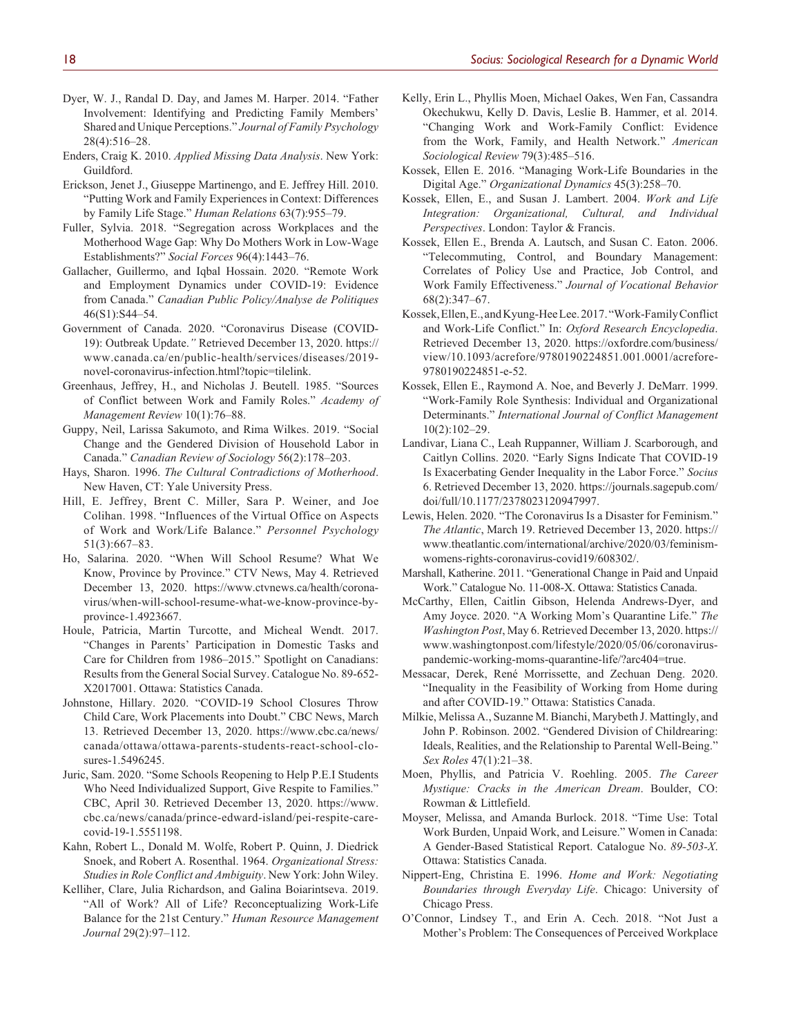Dyer, W. J., Randal D. Day, and James M. Harper. 2014. "Father Involvement: Identifying and Predicting Family Members' Shared and Unique Perceptions." *Journal of Family Psychology* 28(4):516–28.

Enders, Craig K. 2010. *Applied Missing Data Analysis*. New York: Guildford.

Erickson, Jenet J., Giuseppe Martinengo, and E. Jeffrey Hill. 2010. "Putting Work and Family Experiences in Context: Differences by Family Life Stage." *Human Relations* 63(7):955–79.

Fuller, Sylvia. 2018. "Segregation across Workplaces and the Motherhood Wage Gap: Why Do Mothers Work in Low-Wage Establishments?" *Social Forces* 96(4):1443–76.

Gallacher, Guillermo, and Iqbal Hossain. 2020. "Remote Work and Employment Dynamics under COVID-19: Evidence from Canada." *Canadian Public Policy/Analyse de Politiques* 46(S1):S44–54.

Government of Canada. 2020. "Coronavirus Disease (COVID-19): Outbreak Update." Retrieved December 13, 2020. https://www.canada.ca/en/public-health/services/diseases/2019-novel-coronavirus-infection.html?topic=tilelink.

Greenhaus, Jeffrey, H., and Nicholas J. Beutell. 1985. "Sources of Conflict between Work and Family Roles." *Academy of Management Review* 10(1):76–88.

Guppy, Neil, Larissa Sakumoto, and Rima Wilkes. 2019. "Social Change and the Gendered Division of Household Labor in Canada." *Canadian Review of Sociology* 56(2):178–203.

Hays, Sharon. 1996. *The Cultural Contradictions of Motherhood*. New Haven, CT: Yale University Press.

Hill, E. Jeffrey, Brent C. Miller, Sara P. Weiner, and Joe Colihan. 1998. "Influences of the Virtual Office on Aspects of Work and Work/Life Balance." *Personnel Psychology* 51(3):667–83.

Ho, Salarina. 2020. "When Will School Resume? What We Know, Province by Province." CTV News, May 4. Retrieved December 13, 2020. https://www.ctvnews.ca/health/coronavirus/when-will-school-resume-what-we-know-province-by-province-1.4923667.

Houle, Patricia, Martin Turcotte, and Micheal Wendt. 2017. "Changes in Parents' Participation in Domestic Tasks and Care for Children from 1986–2015." Spotlight on Canadians: Results from the General Social Survey. Catalogue No. 89-652-X2017001. Ottawa: Statistics Canada.

Johnstone, Hillary. 2020. "COVID-19 School Closures Throw Child Care, Work Placements into Doubt." CBC News, March 13. Retrieved December 13, 2020. https://www.cbc.ca/news/canada/ottawa/ottawa-parents-students-react-school-closures-1.5496245.

Juric, Sam. 2020. "Some Schools Reopening to Help P.E.I Students Who Need Individualized Support, Give Respite to Families." CBC, April 30. Retrieved December 13, 2020. https://www.cbc.ca/news/canada/prince-edward-island/pei-respite-care-covid-19-1.5551198.

Kahn, Robert L., Donald M. Wolfe, Robert P. Quinn, J. Diedrick Snoek, and Robert A. Rosenthal. 1964. *Organizational Stress: Studies in Role Conflict and Ambiguity*. New York: John Wiley.

Kelliher, Clare, Julia Richardson, and Galina Boiarintseva. 2019. "All of Work? All of Life? Reconceptualizing Work-Life Balance for the 21st Century." *Human Resource Management Journal* 29(2):97–112.

Kelly, Erin L., Phyllis Moen, Michael Oakes, Wen Fan, Cassandra Okechukwu, Kelly D. Davis, Leslie B. Hammer, et al. 2014. "Changing Work and Work-Family Conflict: Evidence from the Work, Family, and Health Network." *American Sociological Review* 79(3):485–516.

Kossek, Ellen E. 2016. "Managing Work-Life Boundaries in the Digital Age." *Organizational Dynamics* 45(3):258–70.

Kossek, Ellen, E., and Susan J. Lambert. 2004. *Work and Life Integration: Organizational, Cultural, and Individual Perspectives*. London: Taylor & Francis.

Kossek, Ellen E., Brenda A. Lautsch, and Susan C. Eaton. 2006. "Telecommuting, Control, and Boundary Management: Correlates of Policy Use and Practice, Job Control, and Work Family Effectiveness." *Journal of Vocational Behavior* 68(2):347–67.

Kossek, Ellen, E., and Kyung-Hee Lee. 2017. "Work-Family Conflict and Work-Life Conflict." In: *Oxford Research Encyclopedia*. Retrieved December 13, 2020. https://oxfordre.com/business/view/10.1093/acrefore/9780190224851.001.0001/acrefore-9780190224851-e-52.

Kossek, Ellen E., Raymond A. Noe, and Beverly J. DeMarr. 1999. "Work-Family Role Synthesis: Individual and Organizational Determinants." *International Journal of Conflict Management* 10(2):102–29.

Landivar, Liana C., Leah Ruppanner, William J. Scarborough, and Caitlyn Collins. 2020. "Early Signs Indicate That COVID-19 Is Exacerbating Gender Inequality in the Labor Force." *Socius* 6. Retrieved December 13, 2020. https://journals.sagepub.com/doi/full/10.1177/2378023120947997.

Lewis, Helen. 2020. "The Coronavirus Is a Disaster for Feminism." *The Atlantic*, March 19. Retrieved December 13, 2020. https://www.theatlantic.com/international/archive/2020/03/feminism-womens-rights-coronavirus-covid19/608302/.

Marshall, Katherine. 2011. "Generational Change in Paid and Unpaid Work." Catalogue No. 11-008-X. Ottawa: Statistics Canada.

McCarthy, Ellen, Caitlin Gibson, Helenda Andrews-Dyer, and Amy Joyce. 2020. "A Working Mom's Quarantine Life." *The Washington Post*, May 6. Retrieved December 13, 2020. https://www.washingtonpost.com/lifestyle/2020/05/06/coronavirus-pandemic-working-moms-quarantine-life/?arc404=true.

Messacar, Derek, René Morrissette, and Zechuan Deng. 2020. "Inequality in the Feasibility of Working from Home during and after COVID-19." Ottawa: Statistics Canada.

Milkie, Melissa A., Suzanne M. Bianchi, Marybeth J. Mattingly, and John P. Robinson. 2002. "Gendered Division of Childrearing: Ideals, Realities, and the Relationship to Parental Well-Being." *Sex Roles* 47(1):21–38.

Moen, Phyllis, and Patricia V. Roehling. 2005. *The Career Mystique: Cracks in the American Dream*. Boulder, CO: Rowman & Littlefield.

Moyser, Melissa, and Amanda Burlock. 2018. "Time Use: Total Work Burden, Unpaid Work, and Leisure." Women in Canada: A Gender-Based Statistical Report. Catalogue No. *89-503-X*. Ottawa: Statistics Canada.

Nippert-Eng, Christina E. 1996. *Home and Work: Negotiating Boundaries through Everyday Life*. Chicago: University of Chicago Press.

O'Connor, Lindsey T., and Erin A. Cech. 2018. "Not Just a Mother's Problem: The Consequences of Perceived Workplace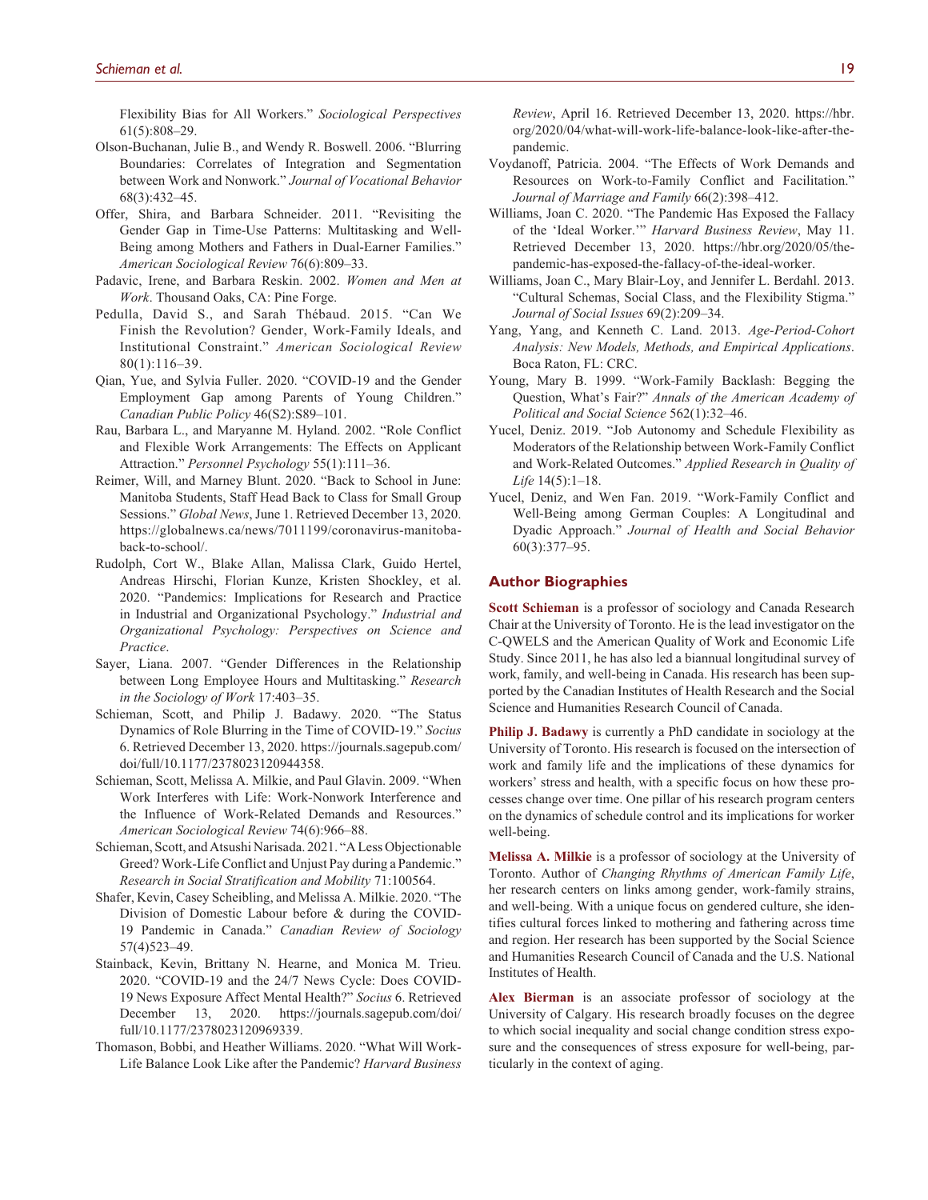Flexibility Bias for All Workers." *Sociological Perspectives* 61(5):808–29.

Olson-Buchanan, Julie B., and Wendy R. Boswell. 2006. "Blurring Boundaries: Correlates of Integration and Segmentation between Work and Nonwork." *Journal of Vocational Behavior* 68(3):432–45.

Offer, Shira, and Barbara Schneider. 2011. "Revisiting the Gender Gap in Time-Use Patterns: Multitasking and Well-Being among Mothers and Fathers in Dual-Earner Families." *American Sociological Review* 76(6):809–33.

Padavic, Irene, and Barbara Reskin. 2002. *Women and Men at Work*. Thousand Oaks, CA: Pine Forge.

Pedulla, David S., and Sarah Thébaud. 2015. "Can We Finish the Revolution? Gender, Work-Family Ideals, and Institutional Constraint." *American Sociological Review* 80(1):116–39.

Qian, Yue, and Sylvia Fuller. 2020. "COVID-19 and the Gender Employment Gap among Parents of Young Children." *Canadian Public Policy* 46(S2):S89–101.

Rau, Barbara L., and Maryanne M. Hyland. 2002. "Role Conflict and Flexible Work Arrangements: The Effects on Applicant Attraction." *Personnel Psychology* 55(1):111–36.

Reimer, Will, and Marney Blunt. 2020. "Back to School in June: Manitoba Students, Staff Head Back to Class for Small Group Sessions." *Global News*, June 1. Retrieved December 13, 2020. https://globalnews.ca/news/7011199/coronavirus-manitoba-back-to-school/.

Rudolph, Cort W., Blake Allan, Malissa Clark, Guido Hertel, Andreas Hirschi, Florian Kunze, Kristen Shockley, et al. 2020. "Pandemics: Implications for Research and Practice in Industrial and Organizational Psychology." *Industrial and Organizational Psychology: Perspectives on Science and Practice*.

Sayer, Liana. 2007. "Gender Differences in the Relationship between Long Employee Hours and Multitasking." *Research in the Sociology of Work* 17:403–35.

Schieman, Scott, and Philip J. Badawy. 2020. "The Status Dynamics of Role Blurring in the Time of COVID-19." *Socius* 6. Retrieved December 13, 2020. https://journals.sagepub.com/doi/full/10.1177/2378023120944358.

Schieman, Scott, Melissa A. Milkie, and Paul Glavin. 2009. "When Work Interferes with Life: Work-Nonwork Interference and the Influence of Work-Related Demands and Resources." *American Sociological Review* 74(6):966–88.

Schieman, Scott, and Atsushi Narisada. 2021. "A Less Objectionable Greed? Work-Life Conflict and Unjust Pay during a Pandemic." *Research in Social Stratification and Mobility* 71:100564.

Shafer, Kevin, Casey Scheibling, and Melissa A. Milkie. 2020. "The Division of Domestic Labour before & during the COVID-19 Pandemic in Canada." *Canadian Review of Sociology* 57(4)523–49.

Stainback, Kevin, Brittany N. Hearne, and Monica M. Trieu. 2020. "COVID-19 and the 24/7 News Cycle: Does COVID-19 News Exposure Affect Mental Health?" *Socius* 6. Retrieved December 13, 2020. https://journals.sagepub.com/doi/full/10.1177/2378023120969339.

Thomason, Bobbi, and Heather Williams. 2020. "What Will Work-Life Balance Look Like after the Pandemic? *Harvard Business Review*, April 16. Retrieved December 13, 2020. https://hbr.org/2020/04/what-will-work-life-balance-look-like-after-the-pandemic.

Voydanoff, Patricia. 2004. "The Effects of Work Demands and Resources on Work-to-Family Conflict and Facilitation." *Journal of Marriage and Family* 66(2):398–412.

Williams, Joan C. 2020. "The Pandemic Has Exposed the Fallacy of the 'Ideal Worker.'" *Harvard Business Review*, May 11. Retrieved December 13, 2020. https://hbr.org/2020/05/the-pandemic-has-exposed-the-fallacy-of-the-ideal-worker.

Williams, Joan C., Mary Blair-Loy, and Jennifer L. Berdahl. 2013. "Cultural Schemas, Social Class, and the Flexibility Stigma." *Journal of Social Issues* 69(2):209–34.

Yang, Yang, and Kenneth C. Land. 2013. *Age-Period-Cohort Analysis: New Models, Methods, and Empirical Applications*. Boca Raton, FL: CRC.

Young, Mary B. 1999. "Work-Family Backlash: Begging the Question, What's Fair?" *Annals of the American Academy of Political and Social Science* 562(1):32–46.

Yucel, Deniz. 2019. "Job Autonomy and Schedule Flexibility as Moderators of the Relationship between Work-Family Conflict and Work-Related Outcomes." *Applied Research in Quality of Life* 14(5):1–18.

Yucel, Deniz, and Wen Fan. 2019. "Work-Family Conflict and Well-Being among German Couples: A Longitudinal and Dyadic Approach." *Journal of Health and Social Behavior* 60(3):377–95.

## Author Biographies

**Scott Schieman** is a professor of sociology and Canada Research Chair at the University of Toronto. He is the lead investigator on the C-QWELS and the American Quality of Work and Economic Life Study. Since 2011, he has also led a biannual longitudinal survey of work, family, and well-being in Canada. His research has been supported by the Canadian Institutes of Health Research and the Social Science and Humanities Research Council of Canada.

**Philip J. Badawy** is currently a PhD candidate in sociology at the University of Toronto. His research is focused on the intersection of work and family life and the implications of these dynamics for workers' stress and health, with a specific focus on how these processes change over time. One pillar of his research program centers on the dynamics of schedule control and its implications for worker well-being.

**Melissa A. Milkie** is a professor of sociology at the University of Toronto. Author of *Changing Rhythms of American Family Life*, her research centers on links among gender, work-family strains, and well-being. With a unique focus on gendered culture, she identifies cultural forces linked to mothering and fathering across time and region. Her research has been supported by the Social Science and Humanities Research Council of Canada and the U.S. National Institutes of Health.

**Alex Bierman** is an associate professor of sociology at the University of Calgary. His research broadly focuses on the degree to which social inequality and social change condition stress exposure and the consequences of stress exposure for well-being, particularly in the context of aging.